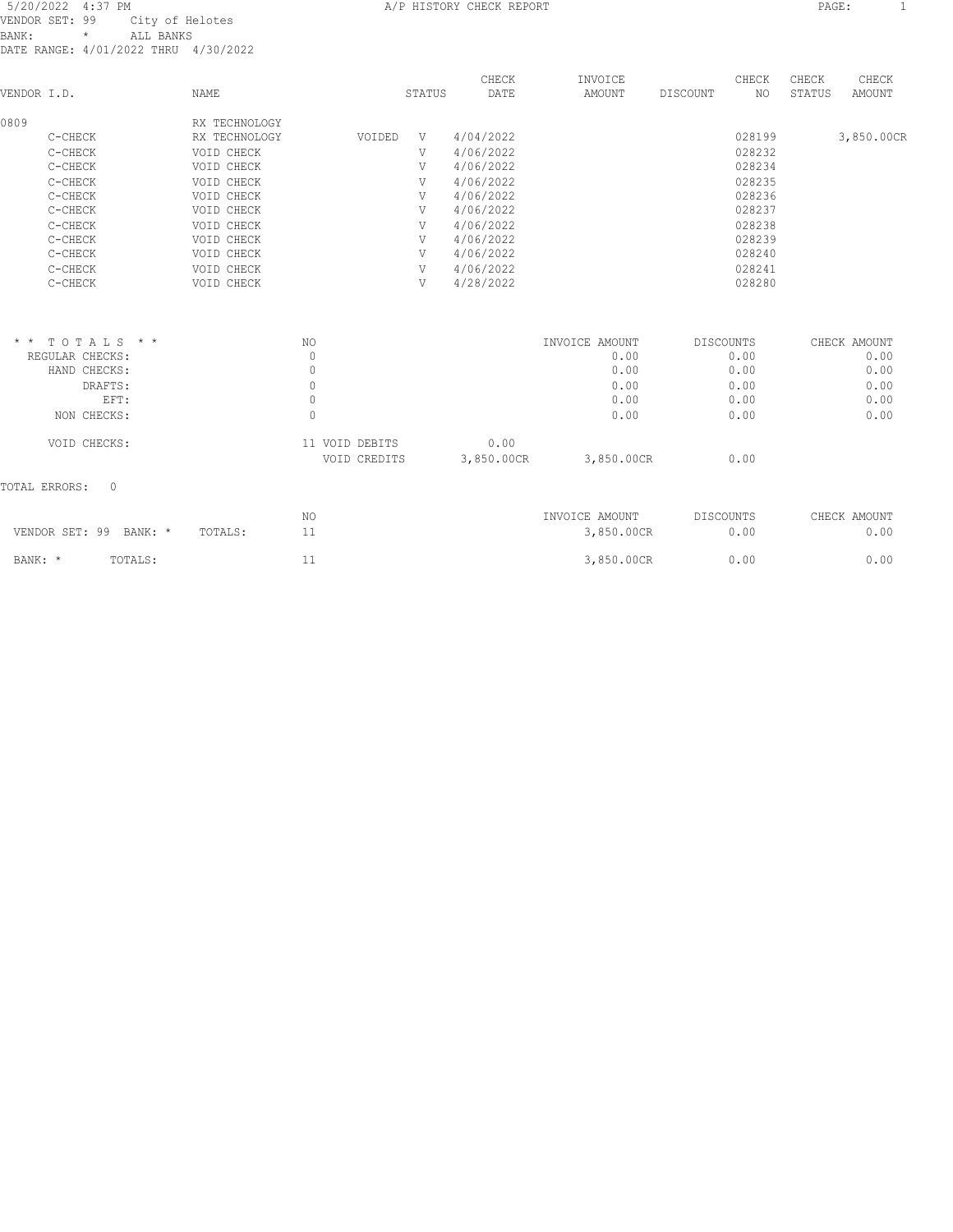5/20/2022 4:37 PM — A/P HISTORY CHECK REPORT

VENDOR SET: 99 City of Helotes
BANK: * ALL BANKS
DATE RANGE: 4/01/2022 THRU 4/30/2022

| VENDOR I.D. | NAME | | STATUS | CHECK DATE | INVOICE AMOUNT | DISCOUNT | CHECK NO | CHECK STATUS | CHECK AMOUNT |
|---|---|---|---|---|---|---|---|---|---|
| 0809 | RX TECHNOLOGY | | | | | | | | |
| C-CHECK | RX TECHNOLOGY | VOIDED | V | 4/04/2022 | | | 028199 | | 3,850.00CR |
| C-CHECK | VOID CHECK | | V | 4/06/2022 | | | 028232 | | |
| C-CHECK | VOID CHECK | | V | 4/06/2022 | | | 028234 | | |
| C-CHECK | VOID CHECK | | V | 4/06/2022 | | | 028235 | | |
| C-CHECK | VOID CHECK | | V | 4/06/2022 | | | 028236 | | |
| C-CHECK | VOID CHECK | | V | 4/06/2022 | | | 028237 | | |
| C-CHECK | VOID CHECK | | V | 4/06/2022 | | | 028238 | | |
| C-CHECK | VOID CHECK | | V | 4/06/2022 | | | 028239 | | |
| C-CHECK | VOID CHECK | | V | 4/06/2022 | | | 028240 | | |
| C-CHECK | VOID CHECK | | V | 4/06/2022 | | | 028241 | | |
| C-CHECK | VOID CHECK | | V | 4/28/2022 | | | 028280 | | |

| * * T O T A L S * * | NO | | | INVOICE AMOUNT | DISCOUNTS | CHECK AMOUNT |
|---|---|---|---|---|---|---|
| REGULAR CHECKS: | 0 | | | 0.00 | 0.00 | 0.00 |
| HAND CHECKS: | 0 | | | 0.00 | 0.00 | 0.00 |
| DRAFTS: | 0 | | | 0.00 | 0.00 | 0.00 |
| EFT: | 0 | | | 0.00 | 0.00 | 0.00 |
| NON CHECKS: | 0 | | | 0.00 | 0.00 | 0.00 |
| VOID CHECKS: | 11 | VOID DEBITS | 0.00 | | | |
| | | VOID CREDITS | 3,850.00CR | 3,850.00CR | 0.00 | |

TOTAL ERRORS: 0

| | | NO | INVOICE AMOUNT | DISCOUNTS | CHECK AMOUNT |
|---|---|---|---|---|---|
| VENDOR SET: 99 BANK: * | TOTALS: | 11 | 3,850.00CR | 0.00 | 0.00 |
| BANK: * | TOTALS: | 11 | 3,850.00CR | 0.00 | 0.00 |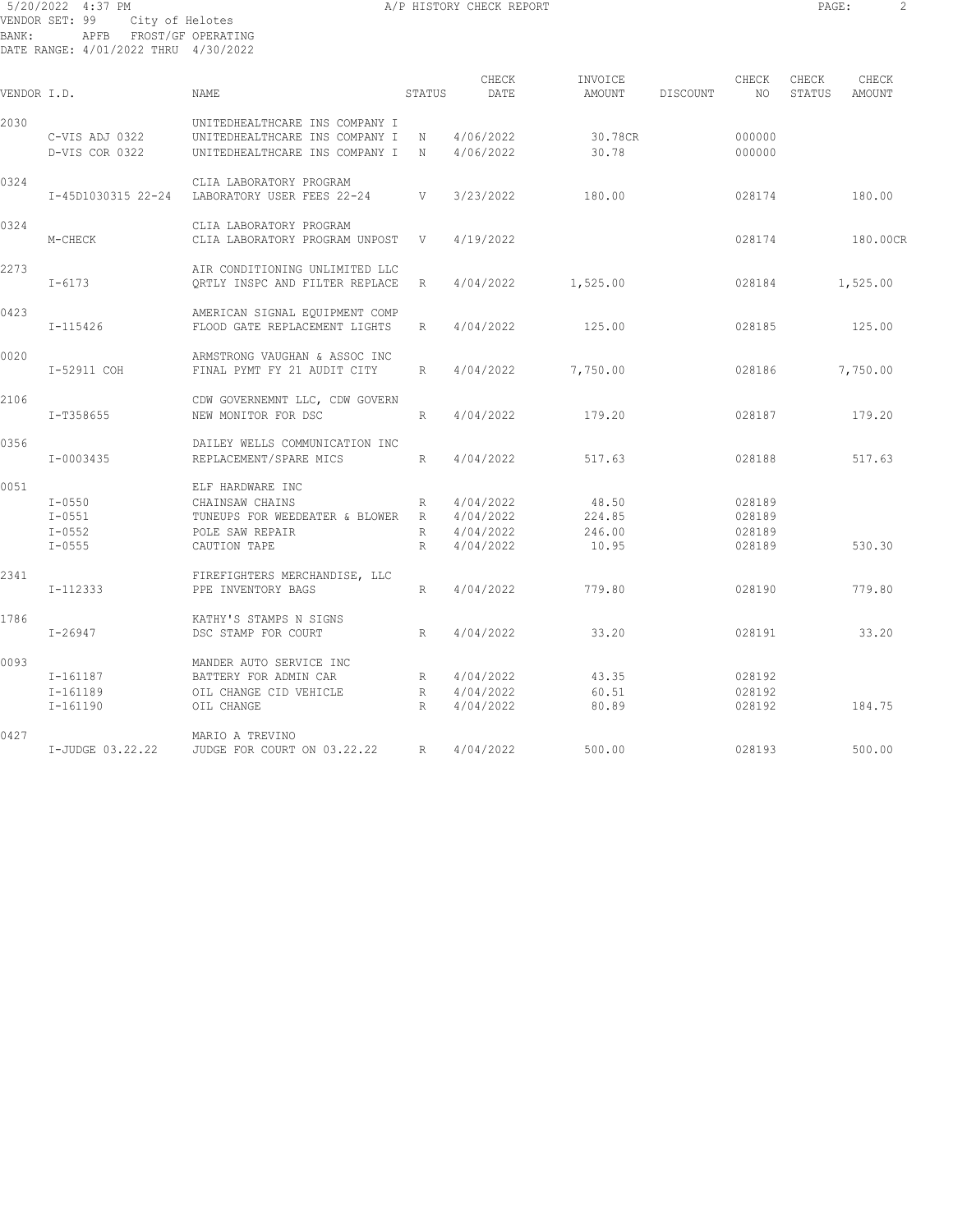5/20/2022 4:37 PM A/P HISTORY CHECK REPORT

VENDOR SET: 99 City of Helotes
BANK: APFB FROST/GF OPERATING
DATE RANGE: 4/01/2022 THRU 4/30/2022

| VENDOR I.D. | | NAME | STATUS | CHECK DATE | INVOICE AMOUNT | DISCOUNT | CHECK NO | CHECK STATUS | CHECK AMOUNT |
|---|---|---|---|---|---|---|---|---|---|
| 2030 | | UNITEDHEALTHCARE INS COMPANY I | | | | | | | |
| | C-VIS ADJ 0322 | UNITEDHEALTHCARE INS COMPANY I | N | 4/06/2022 | 30.78CR | | 000000 | | |
| | D-VIS COR 0322 | UNITEDHEALTHCARE INS COMPANY I | N | 4/06/2022 | 30.78 | | 000000 | | |
| 0324 | | CLIA LABORATORY PROGRAM | | | | | | | |
| | I-45D1030315 22-24 | LABORATORY USER FEES 22-24 | V | 3/23/2022 | 180.00 | | 028174 | | 180.00 |
| 0324 | | CLIA LABORATORY PROGRAM | | | | | | | |
| | M-CHECK | CLIA LABORATORY PROGRAM UNPOST | V | 4/19/2022 | | | 028174 | | 180.00CR |
| 2273 | | AIR CONDITIONING UNLIMITED LLC | | | | | | | |
| | I-6173 | QRTLY INSPC AND FILTER REPLACE | R | 4/04/2022 | 1,525.00 | | 028184 | | 1,525.00 |
| 0423 | | AMERICAN SIGNAL EQUIPMENT COMP | | | | | | | |
| | I-115426 | FLOOD GATE REPLACEMENT LIGHTS | R | 4/04/2022 | 125.00 | | 028185 | | 125.00 |
| 0020 | | ARMSTRONG VAUGHAN & ASSOC INC | | | | | | | |
| | I-52911 COH | FINAL PYMT FY 21 AUDIT CITY | R | 4/04/2022 | 7,750.00 | | 028186 | | 7,750.00 |
| 2106 | | CDW GOVERNEMNT LLC, CDW GOVERN | | | | | | | |
| | I-T358655 | NEW MONITOR FOR DSC | R | 4/04/2022 | 179.20 | | 028187 | | 179.20 |
| 0356 | | DAILEY WELLS COMMUNICATION INC | | | | | | | |
| | I-0003435 | REPLACEMENT/SPARE MICS | R | 4/04/2022 | 517.63 | | 028188 | | 517.63 |
| 0051 | | ELF HARDWARE INC | | | | | | | |
| | I-0550 | CHAINSAW CHAINS | R | 4/04/2022 | 48.50 | | 028189 | | |
| | I-0551 | TUNEUPS FOR WEEDEATER & BLOWER | R | 4/04/2022 | 224.85 | | 028189 | | |
| | I-0552 | POLE SAW REPAIR | R | 4/04/2022 | 246.00 | | 028189 | | |
| | I-0555 | CAUTION TAPE | R | 4/04/2022 | 10.95 | | 028189 | | 530.30 |
| 2341 | | FIREFIGHTERS MERCHANDISE, LLC | | | | | | | |
| | I-112333 | PPE INVENTORY BAGS | R | 4/04/2022 | 779.80 | | 028190 | | 779.80 |
| 1786 | | KATHY'S STAMPS N SIGNS | | | | | | | |
| | I-26947 | DSC STAMP FOR COURT | R | 4/04/2022 | 33.20 | | 028191 | | 33.20 |
| 0093 | | MANDER AUTO SERVICE INC | | | | | | | |
| | I-161187 | BATTERY FOR ADMIN CAR | R | 4/04/2022 | 43.35 | | 028192 | | |
| | I-161189 | OIL CHANGE CID VEHICLE | R | 4/04/2022 | 60.51 | | 028192 | | |
| | I-161190 | OIL CHANGE | R | 4/04/2022 | 80.89 | | 028192 | | 184.75 |
| 0427 | | MARIO A TREVINO | | | | | | | |
| | I-JUDGE 03.22.22 | JUDGE FOR COURT ON 03.22.22 | R | 4/04/2022 | 500.00 | | 028193 | | 500.00 |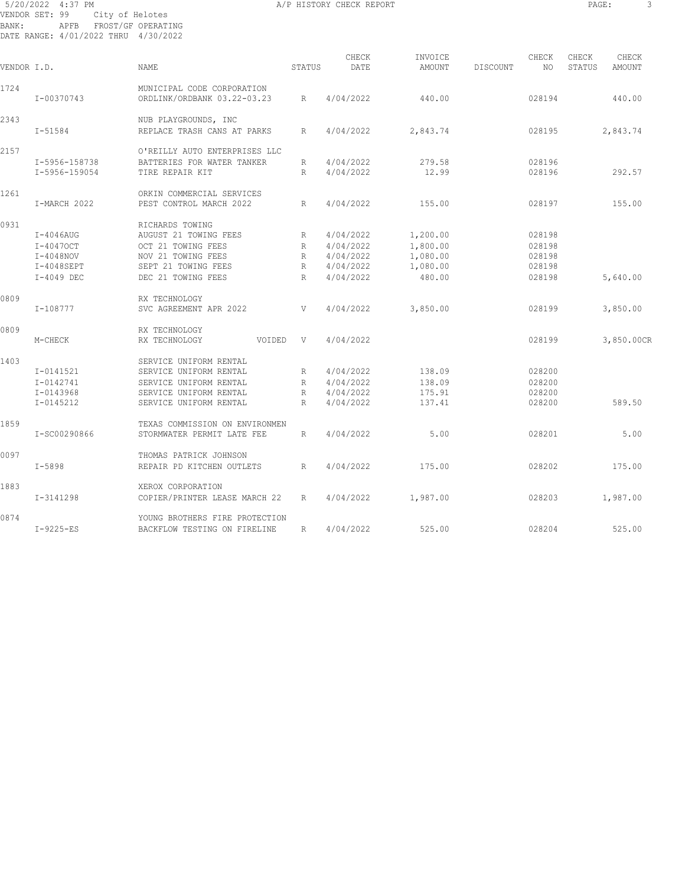A/P HISTORY CHECK REPORT

VENDOR SET: 99 City of Helotes
BANK: APFB FROST/GF OPERATING
DATE RANGE: 4/01/2022 THRU 4/30/2022

| VENDOR I.D. | NAME | STATUS | CHECK DATE | INVOICE AMOUNT | DISCOUNT | CHECK NO | CHECK STATUS | CHECK AMOUNT |
|---|---|---|---|---|---|---|---|---|
| 1724 | MUNICIPAL CODE CORPORATION | | | | | | | |
| I-00370743 | ORDLINK/ORDBANK 03.22-03.23 | R | 4/04/2022 | 440.00 | | 028194 | | 440.00 |
| 2343 | NUB PLAYGROUNDS, INC | | | | | | | |
| I-51584 | REPLACE TRASH CANS AT PARKS | R | 4/04/2022 | 2,843.74 | | 028195 | | 2,843.74 |
| 2157 | O'REILLY AUTO ENTERPRISES LLC | | | | | | | |
| I-5956-158738 | BATTERIES FOR WATER TANKER | R | 4/04/2022 | 279.58 | | 028196 | | |
| I-5956-159054 | TIRE REPAIR KIT | R | 4/04/2022 | 12.99 | | 028196 | | 292.57 |
| 1261 | ORKIN COMMERCIAL SERVICES | | | | | | | |
| I-MARCH 2022 | PEST CONTROL MARCH 2022 | R | 4/04/2022 | 155.00 | | 028197 | | 155.00 |
| 0931 | RICHARDS TOWING | | | | | | | |
| I-4046AUG | AUGUST 21 TOWING FEES | R | 4/04/2022 | 1,200.00 | | 028198 | | |
| I-4047OCT | OCT 21 TOWING FEES | R | 4/04/2022 | 1,800.00 | | 028198 | | |
| I-4048NOV | NOV 21 TOWING FEES | R | 4/04/2022 | 1,080.00 | | 028198 | | |
| I-4048SEPT | SEPT 21 TOWING FEES | R | 4/04/2022 | 1,080.00 | | 028198 | | |
| I-4049 DEC | DEC 21 TOWING FEES | R | 4/04/2022 | 480.00 | | 028198 | | 5,640.00 |
| 0809 | RX TECHNOLOGY | | | | | | | |
| I-108777 | SVC AGREEMENT APR 2022 | V | 4/04/2022 | 3,850.00 | | 028199 | | 3,850.00 |
| 0809 | RX TECHNOLOGY | | | | | | | |
| M-CHECK | RX TECHNOLOGY VOIDED | V | 4/04/2022 | | | 028199 | | 3,850.00CR |
| 1403 | SERVICE UNIFORM RENTAL | | | | | | | |
| I-0141521 | SERVICE UNIFORM RENTAL | R | 4/04/2022 | 138.09 | | 028200 | | |
| I-0142741 | SERVICE UNIFORM RENTAL | R | 4/04/2022 | 138.09 | | 028200 | | |
| I-0143968 | SERVICE UNIFORM RENTAL | R | 4/04/2022 | 175.91 | | 028200 | | |
| I-0145212 | SERVICE UNIFORM RENTAL | R | 4/04/2022 | 137.41 | | 028200 | | 589.50 |
| 1859 | TEXAS COMMISSION ON ENVIRONMEN | | | | | | | |
| I-SC00290866 | STORMWATER PERMIT LATE FEE | R | 4/04/2022 | 5.00 | | 028201 | | 5.00 |
| 0097 | THOMAS PATRICK JOHNSON | | | | | | | |
| I-5898 | REPAIR PD KITCHEN OUTLETS | R | 4/04/2022 | 175.00 | | 028202 | | 175.00 |
| 1883 | XEROX CORPORATION | | | | | | | |
| I-3141298 | COPIER/PRINTER LEASE MARCH 22 | R | 4/04/2022 | 1,987.00 | | 028203 | | 1,987.00 |
| 0874 | YOUNG BROTHERS FIRE PROTECTION | | | | | | | |
| I-9225-ES | BACKFLOW TESTING ON FIRELINE | R | 4/04/2022 | 525.00 | | 028204 | | 525.00 |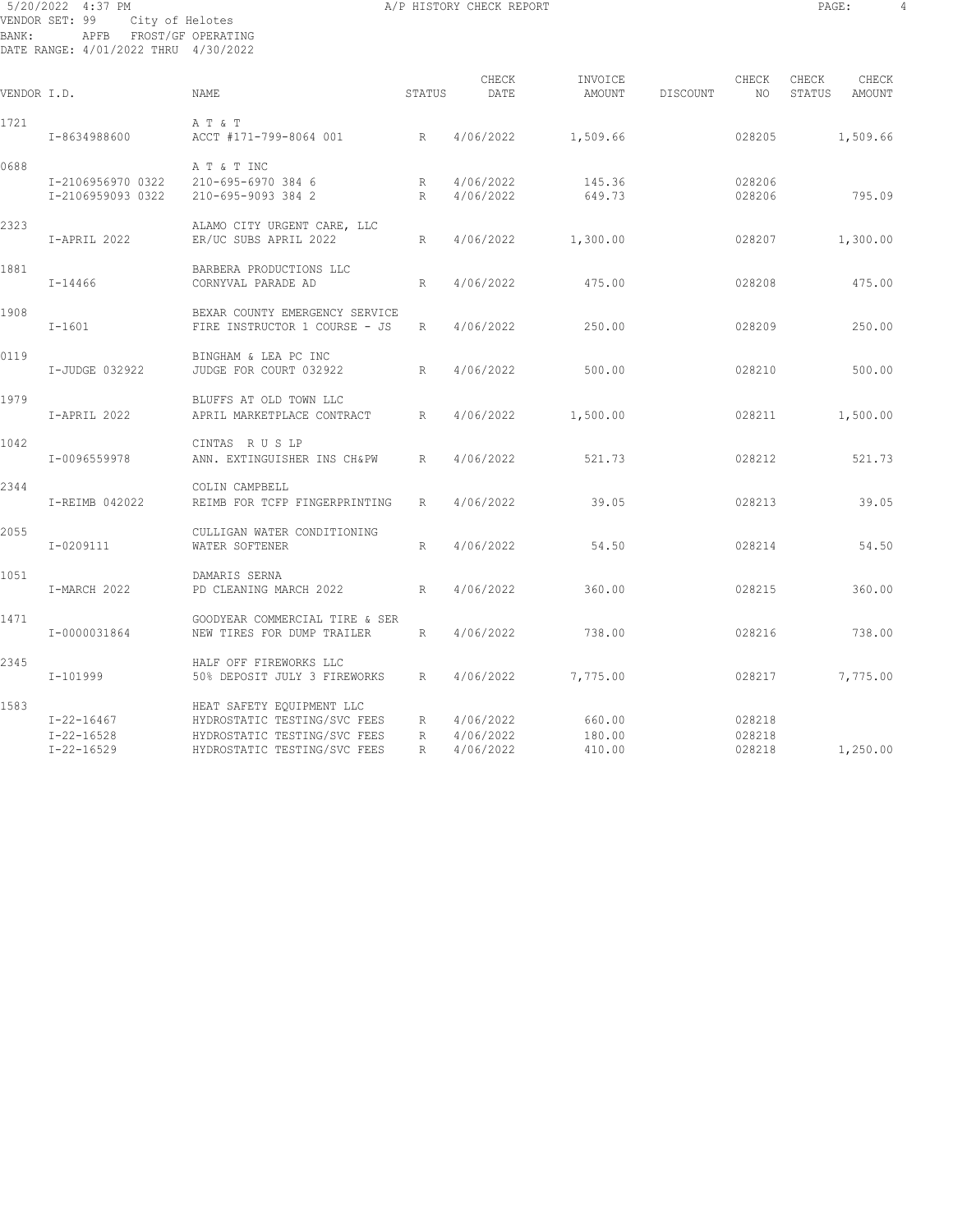5/20/2022 4:37 PM — A/P HISTORY CHECK REPORT

VENDOR SET: 99 City of Helotes
BANK: APFB FROST/GF OPERATING
DATE RANGE: 4/01/2022 THRU 4/30/2022

| VENDOR I.D. | | NAME | STATUS | CHECK DATE | INVOICE AMOUNT | DISCOUNT | CHECK NO | CHECK STATUS | CHECK AMOUNT |
|---|---|---|---|---|---|---|---|---|---|
| 1721 | | A T & T | | | | | | | |
| | I-8634988600 | ACCT #171-799-8064 001 | R | 4/06/2022 | 1,509.66 | | 028205 | | 1,509.66 |
| 0688 | | A T & T INC | | | | | | | |
| | I-2106956970 0322 | 210-695-6970 384 6 | R | 4/06/2022 | 145.36 | | 028206 | | |
| | I-2106959093 0322 | 210-695-9093 384 2 | R | 4/06/2022 | 649.73 | | 028206 | | 795.09 |
| 2323 | | ALAMO CITY URGENT CARE, LLC | | | | | | | |
| | I-APRIL 2022 | ER/UC SUBS APRIL 2022 | R | 4/06/2022 | 1,300.00 | | 028207 | | 1,300.00 |
| 1881 | | BARBERA PRODUCTIONS LLC | | | | | | | |
| | I-14466 | CORNYVAL PARADE AD | R | 4/06/2022 | 475.00 | | 028208 | | 475.00 |
| 1908 | | BEXAR COUNTY EMERGENCY SERVICE | | | | | | | |
| | I-1601 | FIRE INSTRUCTOR 1 COURSE - JS | R | 4/06/2022 | 250.00 | | 028209 | | 250.00 |
| 0119 | | BINGHAM & LEA PC INC | | | | | | | |
| | I-JUDGE 032922 | JUDGE FOR COURT 032922 | R | 4/06/2022 | 500.00 | | 028210 | | 500.00 |
| 1979 | | BLUFFS AT OLD TOWN LLC | | | | | | | |
| | I-APRIL 2022 | APRIL MARKETPLACE CONTRACT | R | 4/06/2022 | 1,500.00 | | 028211 | | 1,500.00 |
| 1042 | | CINTAS R U S LP | | | | | | | |
| | I-0096559978 | ANN. EXTINGUISHER INS CH&PW | R | 4/06/2022 | 521.73 | | 028212 | | 521.73 |
| 2344 | | COLIN CAMPBELL | | | | | | | |
| | I-REIMB 042022 | REIMB FOR TCFP FINGERPRINTING | R | 4/06/2022 | 39.05 | | 028213 | | 39.05 |
| 2055 | | CULLIGAN WATER CONDITIONING | | | | | | | |
| | I-0209111 | WATER SOFTENER | R | 4/06/2022 | 54.50 | | 028214 | | 54.50 |
| 1051 | | DAMARIS SERNA | | | | | | | |
| | I-MARCH 2022 | PD CLEANING MARCH 2022 | R | 4/06/2022 | 360.00 | | 028215 | | 360.00 |
| 1471 | | GOODYEAR COMMERCIAL TIRE & SER | | | | | | | |
| | I-0000031864 | NEW TIRES FOR DUMP TRAILER | R | 4/06/2022 | 738.00 | | 028216 | | 738.00 |
| 2345 | | HALF OFF FIREWORKS LLC | | | | | | | |
| | I-101999 | 50% DEPOSIT JULY 3 FIREWORKS | R | 4/06/2022 | 7,775.00 | | 028217 | | 7,775.00 |
| 1583 | | HEAT SAFETY EQUIPMENT LLC | | | | | | | |
| | I-22-16467 | HYDROSTATIC TESTING/SVC FEES | R | 4/06/2022 | 660.00 | | 028218 | | |
| | I-22-16528 | HYDROSTATIC TESTING/SVC FEES | R | 4/06/2022 | 180.00 | | 028218 | | |
| | I-22-16529 | HYDROSTATIC TESTING/SVC FEES | R | 4/06/2022 | 410.00 | | 028218 | | 1,250.00 |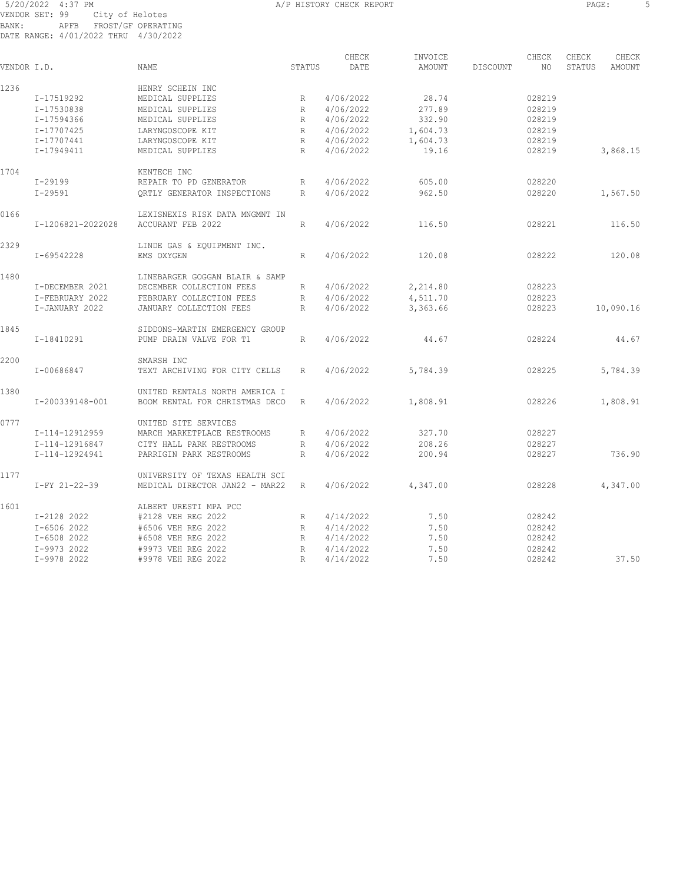5/20/2022 4:37 PM A/P HISTORY CHECK REPORT

VENDOR SET: 99 City of Helotes
BANK: APFB FROST/GF OPERATING
DATE RANGE: 4/01/2022 THRU 4/30/2022

| VENDOR I.D. | | NAME | STATUS | CHECK DATE | INVOICE AMOUNT | DISCOUNT | CHECK NO | CHECK STATUS | CHECK AMOUNT |
|---|---|---|---|---|---|---|---|---|---|
| 1236 | | HENRY SCHEIN INC | | | | | | | |
| | I-17519292 | MEDICAL SUPPLIES | R | 4/06/2022 | 28.74 | | 028219 | | |
| | I-17530838 | MEDICAL SUPPLIES | R | 4/06/2022 | 277.89 | | 028219 | | |
| | I-17594366 | MEDICAL SUPPLIES | R | 4/06/2022 | 332.90 | | 028219 | | |
| | I-17707425 | LARYNGOSCOPE KIT | R | 4/06/2022 | 1,604.73 | | 028219 | | |
| | I-17707441 | LARYNGOSCOPE KIT | R | 4/06/2022 | 1,604.73 | | 028219 | | |
| | I-17949411 | MEDICAL SUPPLIES | R | 4/06/2022 | 19.16 | | 028219 | | 3,868.15 |
| 1704 | | KENTECH INC | | | | | | | |
| | I-29199 | REPAIR TO PD GENERATOR | R | 4/06/2022 | 605.00 | | 028220 | | |
| | I-29591 | QRTLY GENERATOR INSPECTIONS | R | 4/06/2022 | 962.50 | | 028220 | | 1,567.50 |
| 0166 | | LEXISNEXIS RISK DATA MNGMNT IN | | | | | | | |
| | I-1206821-2022028 | ACCURANT FEB 2022 | R | 4/06/2022 | 116.50 | | 028221 | | 116.50 |
| 2329 | | LINDE GAS & EQUIPMENT INC. | | | | | | | |
| | I-69542228 | EMS OXYGEN | R | 4/06/2022 | 120.08 | | 028222 | | 120.08 |
| 1480 | | LINEBARGER GOGGAN BLAIR & SAMP | | | | | | | |
| | I-DECEMBER 2021 | DECEMBER COLLECTION FEES | R | 4/06/2022 | 2,214.80 | | 028223 | | |
| | I-FEBRUARY 2022 | FEBRUARY COLLECTION FEES | R | 4/06/2022 | 4,511.70 | | 028223 | | |
| | I-JANUARY 2022 | JANUARY COLLECTION FEES | R | 4/06/2022 | 3,363.66 | | 028223 | | 10,090.16 |
| 1845 | | SIDDONS-MARTIN EMERGENCY GROUP | | | | | | | |
| | I-18410291 | PUMP DRAIN VALVE FOR T1 | R | 4/06/2022 | 44.67 | | 028224 | | 44.67 |
| 2200 | | SMARSH INC | | | | | | | |
| | I-00686847 | TEXT ARCHIVING FOR CITY CELLS | R | 4/06/2022 | 5,784.39 | | 028225 | | 5,784.39 |
| 1380 | | UNITED RENTALS NORTH AMERICA I | | | | | | | |
| | I-200339148-001 | BOOM RENTAL FOR CHRISTMAS DECO | R | 4/06/2022 | 1,808.91 | | 028226 | | 1,808.91 |
| 0777 | | UNITED SITE SERVICES | | | | | | | |
| | I-114-12912959 | MARCH MARKETPLACE RESTROOMS | R | 4/06/2022 | 327.70 | | 028227 | | |
| | I-114-12916847 | CITY HALL PARK RESTROOMS | R | 4/06/2022 | 208.26 | | 028227 | | |
| | I-114-12924941 | PARRIGIN PARK RESTROOMS | R | 4/06/2022 | 200.94 | | 028227 | | 736.90 |
| 1177 | | UNIVERSITY OF TEXAS HEALTH SCI | | | | | | | |
| | I-FY 21-22-39 | MEDICAL DIRECTOR JAN22 - MAR22 | R | 4/06/2022 | 4,347.00 | | 028228 | | 4,347.00 |
| 1601 | | ALBERT URESTI MPA PCC | | | | | | | |
| | I-2128 2022 | #2128 VEH REG 2022 | R | 4/14/2022 | 7.50 | | 028242 | | |
| | I-6506 2022 | #6506 VEH REG 2022 | R | 4/14/2022 | 7.50 | | 028242 | | |
| | I-6508 2022 | #6508 VEH REG 2022 | R | 4/14/2022 | 7.50 | | 028242 | | |
| | I-9973 2022 | #9973 VEH REG 2022 | R | 4/14/2022 | 7.50 | | 028242 | | |
| | I-9978 2022 | #9978 VEH REG 2022 | R | 4/14/2022 | 7.50 | | 028242 | | 37.50 |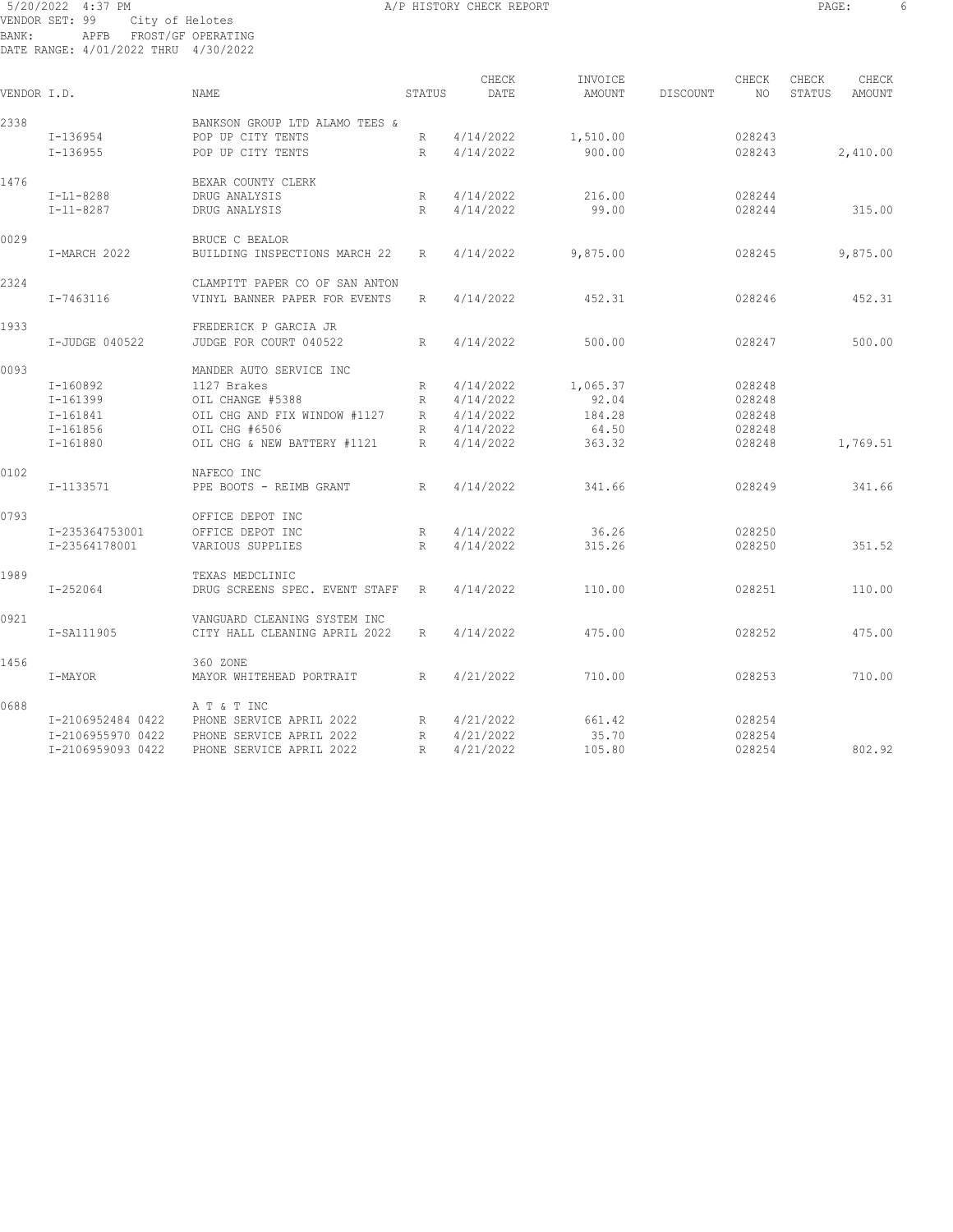5/20/2022 4:37 PM
A/P HISTORY CHECK REPORT
VENDOR SET: 99 City of Helotes
BANK: APFB FROST/GF OPERATING
DATE RANGE: 4/01/2022 THRU 4/30/2022

| VENDOR I.D. | | NAME | STATUS | CHECK DATE | INVOICE AMOUNT | DISCOUNT | CHECK NO | CHECK STATUS | CHECK AMOUNT |
|---|---|---|---|---|---|---|---|---|---|
| 2338 | | BANKSON GROUP LTD ALAMO TEES & | | | | | | | |
| | I-136954 | POP UP CITY TENTS | R | 4/14/2022 | 1,510.00 | | 028243 | | |
| | I-136955 | POP UP CITY TENTS | R | 4/14/2022 | 900.00 | | 028243 | | 2,410.00 |
| 1476 | | BEXAR COUNTY CLERK | | | | | | | |
| | I-L1-8288 | DRUG ANALYSIS | R | 4/14/2022 | 216.00 | | 028244 | | |
| | I-11-8287 | DRUG ANALYSIS | R | 4/14/2022 | 99.00 | | 028244 | | 315.00 |
| 0029 | | BRUCE C BEALOR | | | | | | | |
| | I-MARCH 2022 | BUILDING INSPECTIONS MARCH 22 | R | 4/14/2022 | 9,875.00 | | 028245 | | 9,875.00 |
| 2324 | | CLAMPITT PAPER CO OF SAN ANTON | | | | | | | |
| | I-7463116 | VINYL BANNER PAPER FOR EVENTS | R | 4/14/2022 | 452.31 | | 028246 | | 452.31 |
| 1933 | | FREDERICK P GARCIA JR | | | | | | | |
| | I-JUDGE 040522 | JUDGE FOR COURT 040522 | R | 4/14/2022 | 500.00 | | 028247 | | 500.00 |
| 0093 | | MANDER AUTO SERVICE INC | | | | | | | |
| | I-160892 | 1127 Brakes | R | 4/14/2022 | 1,065.37 | | 028248 | | |
| | I-161399 | OIL CHANGE #5388 | R | 4/14/2022 | 92.04 | | 028248 | | |
| | I-161841 | OIL CHG AND FIX WINDOW #1127 | R | 4/14/2022 | 184.28 | | 028248 | | |
| | I-161856 | OIL CHG #6506 | R | 4/14/2022 | 64.50 | | 028248 | | |
| | I-161880 | OIL CHG & NEW BATTERY #1121 | R | 4/14/2022 | 363.32 | | 028248 | | 1,769.51 |
| 0102 | | NAFECO INC | | | | | | | |
| | I-1133571 | PPE BOOTS - REIMB GRANT | R | 4/14/2022 | 341.66 | | 028249 | | 341.66 |
| 0793 | | OFFICE DEPOT INC | | | | | | | |
| | I-235364753001 | OFFICE DEPOT INC | R | 4/14/2022 | 36.26 | | 028250 | | |
| | I-23564178001 | VARIOUS SUPPLIES | R | 4/14/2022 | 315.26 | | 028250 | | 351.52 |
| 1989 | | TEXAS MEDCLINIC | | | | | | | |
| | I-252064 | DRUG SCREENS SPEC. EVENT STAFF | R | 4/14/2022 | 110.00 | | 028251 | | 110.00 |
| 0921 | | VANGUARD CLEANING SYSTEM INC | | | | | | | |
| | I-SA111905 | CITY HALL CLEANING APRIL 2022 | R | 4/14/2022 | 475.00 | | 028252 | | 475.00 |
| 1456 | | 360 ZONE | | | | | | | |
| | I-MAYOR | MAYOR WHITEHEAD PORTRAIT | R | 4/21/2022 | 710.00 | | 028253 | | 710.00 |
| 0688 | | A T & T INC | | | | | | | |
| | I-2106952484 0422 | PHONE SERVICE APRIL 2022 | R | 4/21/2022 | 661.42 | | 028254 | | |
| | I-2106955970 0422 | PHONE SERVICE APRIL 2022 | R | 4/21/2022 | 35.70 | | 028254 | | |
| | I-2106959093 0422 | PHONE SERVICE APRIL 2022 | R | 4/21/2022 | 105.80 | | 028254 | | 802.92 |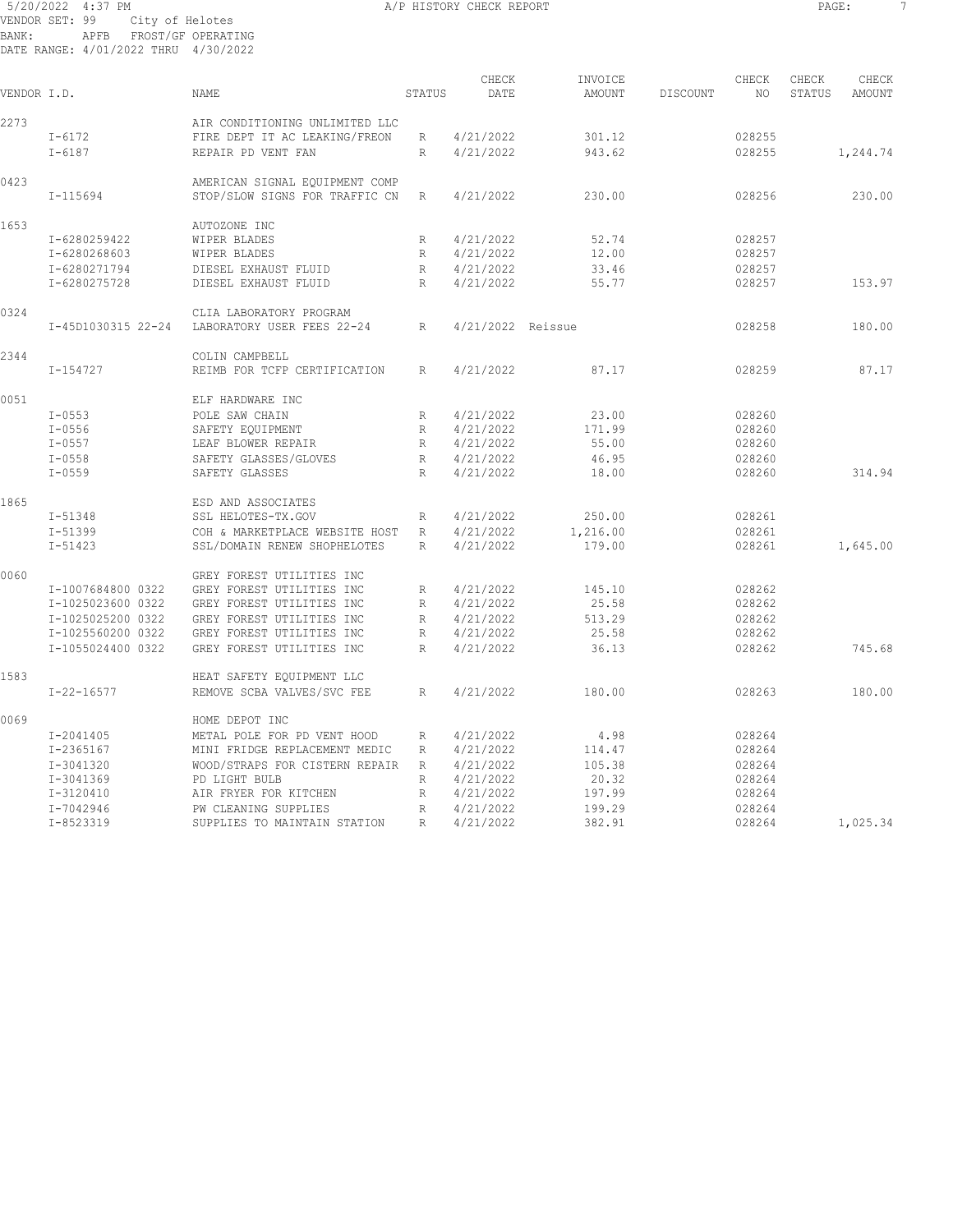5/20/2022 4:37 PM A/P HISTORY CHECK REPORT
VENDOR SET: 99 City of Helotes
BANK: APFB FROST/GF OPERATING
DATE RANGE: 4/01/2022 THRU 4/30/2022

| VENDOR I.D. | | NAME | STATUS | CHECK DATE | INVOICE AMOUNT | DISCOUNT | CHECK NO | CHECK STATUS | CHECK AMOUNT |
|---|---|---|---|---|---|---|---|---|---|
| 2273 | | AIR CONDITIONING UNLIMITED LLC | | | | | | | |
| | I-6172 | FIRE DEPT IT AC LEAKING/FREON | R | 4/21/2022 | 301.12 | | 028255 | | |
| | I-6187 | REPAIR PD VENT FAN | R | 4/21/2022 | 943.62 | | 028255 | | 1,244.74 |
| 0423 | | AMERICAN SIGNAL EQUIPMENT COMP | | | | | | | |
| | I-115694 | STOP/SLOW SIGNS FOR TRAFFIC CN | R | 4/21/2022 | 230.00 | | 028256 | | 230.00 |
| 1653 | | AUTOZONE INC | | | | | | | |
| | I-6280259422 | WIPER BLADES | R | 4/21/2022 | 52.74 | | 028257 | | |
| | I-6280268603 | WIPER BLADES | R | 4/21/2022 | 12.00 | | 028257 | | |
| | I-6280271794 | DIESEL EXHAUST FLUID | R | 4/21/2022 | 33.46 | | 028257 | | |
| | I-6280275728 | DIESEL EXHAUST FLUID | R | 4/21/2022 | 55.77 | | 028257 | | 153.97 |
| 0324 | | CLIA LABORATORY PROGRAM | | | | | | | |
| | I-45D1030315 22-24 | LABORATORY USER FEES 22-24 | R | 4/21/2022 | Reissue | | 028258 | | 180.00 |
| 2344 | | COLIN CAMPBELL | | | | | | | |
| | I-154727 | REIMB FOR TCFP CERTIFICATION | R | 4/21/2022 | 87.17 | | 028259 | | 87.17 |
| 0051 | | ELF HARDWARE INC | | | | | | | |
| | I-0553 | POLE SAW CHAIN | R | 4/21/2022 | 23.00 | | 028260 | | |
| | I-0556 | SAFETY EQUIPMENT | R | 4/21/2022 | 171.99 | | 028260 | | |
| | I-0557 | LEAF BLOWER REPAIR | R | 4/21/2022 | 55.00 | | 028260 | | |
| | I-0558 | SAFETY GLASSES/GLOVES | R | 4/21/2022 | 46.95 | | 028260 | | |
| | I-0559 | SAFETY GLASSES | R | 4/21/2022 | 18.00 | | 028260 | | 314.94 |
| 1865 | | ESD AND ASSOCIATES | | | | | | | |
| | I-51348 | SSL HELOTES-TX.GOV | R | 4/21/2022 | 250.00 | | 028261 | | |
| | I-51399 | COH & MARKETPLACE WEBSITE HOST | R | 4/21/2022 | 1,216.00 | | 028261 | | |
| | I-51423 | SSL/DOMAIN RENEW SHOPHELOTES | R | 4/21/2022 | 179.00 | | 028261 | | 1,645.00 |
| 0060 | | GREY FOREST UTILITIES INC | | | | | | | |
| | I-1007684800 0322 | GREY FOREST UTILITIES INC | R | 4/21/2022 | 145.10 | | 028262 | | |
| | I-1025023600 0322 | GREY FOREST UTILITIES INC | R | 4/21/2022 | 25.58 | | 028262 | | |
| | I-1025025200 0322 | GREY FOREST UTILITIES INC | R | 4/21/2022 | 513.29 | | 028262 | | |
| | I-1025560200 0322 | GREY FOREST UTILITIES INC | R | 4/21/2022 | 25.58 | | 028262 | | |
| | I-1055024400 0322 | GREY FOREST UTILITIES INC | R | 4/21/2022 | 36.13 | | 028262 | | 745.68 |
| 1583 | | HEAT SAFETY EQUIPMENT LLC | | | | | | | |
| | I-22-16577 | REMOVE SCBA VALVES/SVC FEE | R | 4/21/2022 | 180.00 | | 028263 | | 180.00 |
| 0069 | | HOME DEPOT INC | | | | | | | |
| | I-2041405 | METAL POLE FOR PD VENT HOOD | R | 4/21/2022 | 4.98 | | 028264 | | |
| | I-2365167 | MINI FRIDGE REPLACEMENT MEDIC | R | 4/21/2022 | 114.47 | | 028264 | | |
| | I-3041320 | WOOD/STRAPS FOR CISTERN REPAIR | R | 4/21/2022 | 105.38 | | 028264 | | |
| | I-3041369 | PD LIGHT BULB | R | 4/21/2022 | 20.32 | | 028264 | | |
| | I-3120410 | AIR FRYER FOR KITCHEN | R | 4/21/2022 | 197.99 | | 028264 | | |
| | I-7042946 | PW CLEANING SUPPLIES | R | 4/21/2022 | 199.29 | | 028264 | | |
| | I-8523319 | SUPPLIES TO MAINTAIN STATION | R | 4/21/2022 | 382.91 | | 028264 | | 1,025.34 |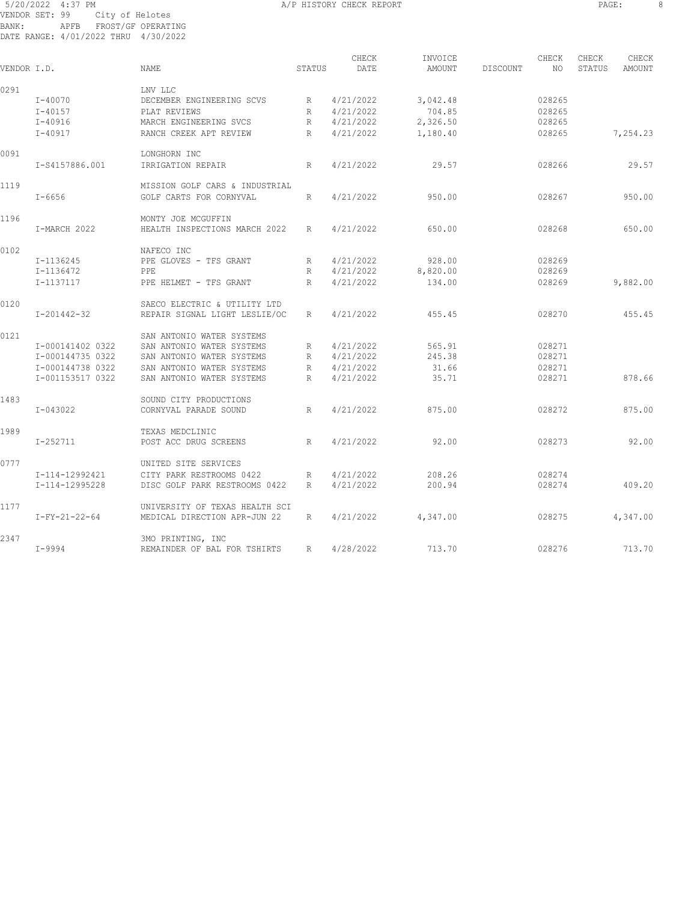5/20/2022 4:37 PM A/P HISTORY CHECK REPORT

VENDOR SET: 99 City of Helotes
BANK: APFB FROST/GF OPERATING
DATE RANGE: 4/01/2022 THRU 4/30/2022

| VENDOR I.D. | NAME | STATUS | CHECK DATE | INVOICE AMOUNT | DISCOUNT | CHECK NO | CHECK STATUS | CHECK AMOUNT |
|---|---|---|---|---|---|---|---|---|
| 0291 | LNV LLC | | | | | | | |
| I-40070 | DECEMBER ENGINEERING SCVS | R | 4/21/2022 | 3,042.48 | | 028265 | | |
| I-40157 | PLAT REVIEWS | R | 4/21/2022 | 704.85 | | 028265 | | |
| I-40916 | MARCH ENGINEERING SVCS | R | 4/21/2022 | 2,326.50 | | 028265 | | |
| I-40917 | RANCH CREEK APT REVIEW | R | 4/21/2022 | 1,180.40 | | 028265 | | 7,254.23 |
| 0091 | LONGHORN INC | | | | | | | |
| I-S4157886.001 | IRRIGATION REPAIR | R | 4/21/2022 | 29.57 | | 028266 | | 29.57 |
| 1119 | MISSION GOLF CARS & INDUSTRIAL | | | | | | | |
| I-6656 | GOLF CARTS FOR CORNYVAL | R | 4/21/2022 | 950.00 | | 028267 | | 950.00 |
| 1196 | MONTY JOE MCGUFFIN | | | | | | | |
| I-MARCH 2022 | HEALTH INSPECTIONS MARCH 2022 | R | 4/21/2022 | 650.00 | | 028268 | | 650.00 |
| 0102 | NAFECO INC | | | | | | | |
| I-1136245 | PPE GLOVES - TFS GRANT | R | 4/21/2022 | 928.00 | | 028269 | | |
| I-1136472 | PPE | R | 4/21/2022 | 8,820.00 | | 028269 | | |
| I-1137117 | PPE HELMET - TFS GRANT | R | 4/21/2022 | 134.00 | | 028269 | | 9,882.00 |
| 0120 | SAECO ELECTRIC & UTILITY LTD | | | | | | | |
| I-201442-32 | REPAIR SIGNAL LIGHT LESLIE/OC | R | 4/21/2022 | 455.45 | | 028270 | | 455.45 |
| 0121 | SAN ANTONIO WATER SYSTEMS | | | | | | | |
| I-000141402 0322 | SAN ANTONIO WATER SYSTEMS | R | 4/21/2022 | 565.91 | | 028271 | | |
| I-000144735 0322 | SAN ANTONIO WATER SYSTEMS | R | 4/21/2022 | 245.38 | | 028271 | | |
| I-000144738 0322 | SAN ANTONIO WATER SYSTEMS | R | 4/21/2022 | 31.66 | | 028271 | | |
| I-001153517 0322 | SAN ANTONIO WATER SYSTEMS | R | 4/21/2022 | 35.71 | | 028271 | | 878.66 |
| 1483 | SOUND CITY PRODUCTIONS | | | | | | | |
| I-043022 | CORNYVAL PARADE SOUND | R | 4/21/2022 | 875.00 | | 028272 | | 875.00 |
| 1989 | TEXAS MEDCLINIC | | | | | | | |
| I-252711 | POST ACC DRUG SCREENS | R | 4/21/2022 | 92.00 | | 028273 | | 92.00 |
| 0777 | UNITED SITE SERVICES | | | | | | | |
| I-114-12992421 | CITY PARK RESTROOMS 0422 | R | 4/21/2022 | 208.26 | | 028274 | | |
| I-114-12995228 | DISC GOLF PARK RESTROOMS 0422 | R | 4/21/2022 | 200.94 | | 028274 | | 409.20 |
| 1177 | UNIVERSITY OF TEXAS HEALTH SCI | | | | | | | |
| I-FY-21-22-64 | MEDICAL DIRECTION APR-JUN 22 | R | 4/21/2022 | 4,347.00 | | 028275 | | 4,347.00 |
| 2347 | 3MO PRINTING, INC | | | | | | | |
| I-9994 | REMAINDER OF BAL FOR TSHIRTS | R | 4/28/2022 | 713.70 | | 028276 | | 713.70 |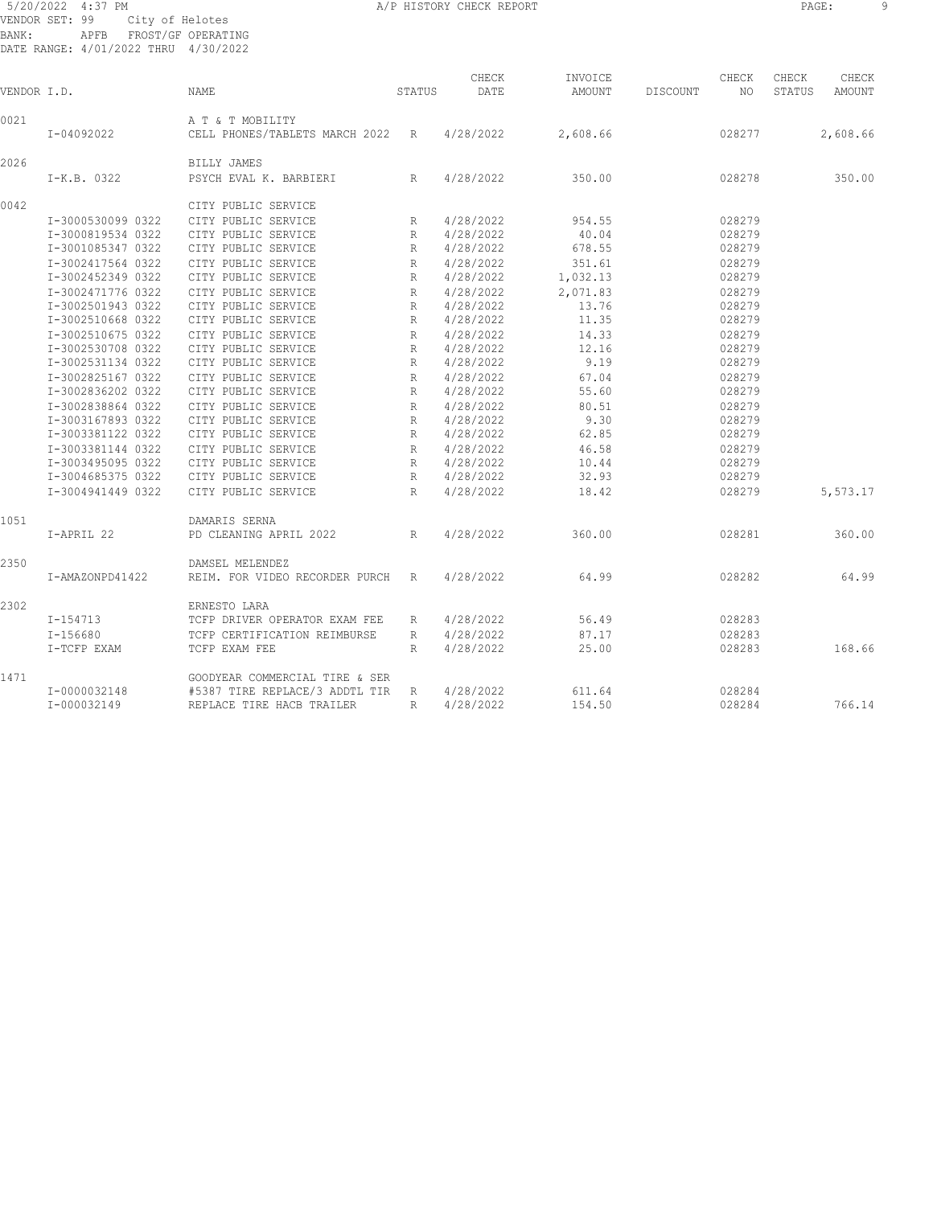5/20/2022 4:37 PM A/P HISTORY CHECK REPORT

VENDOR SET: 99 City of Helotes
BANK: APFB FROST/GF OPERATING
DATE RANGE: 4/01/2022 THRU 4/30/2022

| VENDOR I.D. | | NAME | STATUS | CHECK DATE | INVOICE AMOUNT | DISCOUNT | CHECK NO | CHECK STATUS | CHECK AMOUNT |
|---|---|---|---|---|---|---|---|---|---|
| 0021 | | A T & T MOBILITY | | | | | | | |
| | I-04092022 | CELL PHONES/TABLETS MARCH 2022 | R | 4/28/2022 | 2,608.66 | | 028277 | | 2,608.66 |
| 2026 | | BILLY JAMES | | | | | | | |
| | I-K.B. 0322 | PSYCH EVAL K. BARBIERI | R | 4/28/2022 | 350.00 | | 028278 | | 350.00 |
| 0042 | | CITY PUBLIC SERVICE | | | | | | | |
| | I-3000530099 0322 | CITY PUBLIC SERVICE | R | 4/28/2022 | 954.55 | | 028279 | | |
| | I-3000819534 0322 | CITY PUBLIC SERVICE | R | 4/28/2022 | 40.04 | | 028279 | | |
| | I-3001085347 0322 | CITY PUBLIC SERVICE | R | 4/28/2022 | 678.55 | | 028279 | | |
| | I-3002417564 0322 | CITY PUBLIC SERVICE | R | 4/28/2022 | 351.61 | | 028279 | | |
| | I-3002452349 0322 | CITY PUBLIC SERVICE | R | 4/28/2022 | 1,032.13 | | 028279 | | |
| | I-3002471776 0322 | CITY PUBLIC SERVICE | R | 4/28/2022 | 2,071.83 | | 028279 | | |
| | I-3002501943 0322 | CITY PUBLIC SERVICE | R | 4/28/2022 | 13.76 | | 028279 | | |
| | I-3002510668 0322 | CITY PUBLIC SERVICE | R | 4/28/2022 | 11.35 | | 028279 | | |
| | I-3002510675 0322 | CITY PUBLIC SERVICE | R | 4/28/2022 | 14.33 | | 028279 | | |
| | I-3002530708 0322 | CITY PUBLIC SERVICE | R | 4/28/2022 | 12.16 | | 028279 | | |
| | I-3002531134 0322 | CITY PUBLIC SERVICE | R | 4/28/2022 | 9.19 | | 028279 | | |
| | I-3002825167 0322 | CITY PUBLIC SERVICE | R | 4/28/2022 | 67.04 | | 028279 | | |
| | I-3002836202 0322 | CITY PUBLIC SERVICE | R | 4/28/2022 | 55.60 | | 028279 | | |
| | I-3002838864 0322 | CITY PUBLIC SERVICE | R | 4/28/2022 | 80.51 | | 028279 | | |
| | I-3003167893 0322 | CITY PUBLIC SERVICE | R | 4/28/2022 | 9.30 | | 028279 | | |
| | I-3003381122 0322 | CITY PUBLIC SERVICE | R | 4/28/2022 | 62.85 | | 028279 | | |
| | I-3003381144 0322 | CITY PUBLIC SERVICE | R | 4/28/2022 | 46.58 | | 028279 | | |
| | I-3003495095 0322 | CITY PUBLIC SERVICE | R | 4/28/2022 | 10.44 | | 028279 | | |
| | I-3004685375 0322 | CITY PUBLIC SERVICE | R | 4/28/2022 | 32.93 | | 028279 | | |
| | I-3004941449 0322 | CITY PUBLIC SERVICE | R | 4/28/2022 | 18.42 | | 028279 | | 5,573.17 |
| 1051 | | DAMARIS SERNA | | | | | | | |
| | I-APRIL 22 | PD CLEANING APRIL 2022 | R | 4/28/2022 | 360.00 | | 028281 | | 360.00 |
| 2350 | | DAMSEL MELENDEZ | | | | | | | |
| | I-AMAZONPD41422 | REIM. FOR VIDEO RECORDER PURCH | R | 4/28/2022 | 64.99 | | 028282 | | 64.99 |
| 2302 | | ERNESTO LARA | | | | | | | |
| | I-154713 | TCFP DRIVER OPERATOR EXAM FEE | R | 4/28/2022 | 56.49 | | 028283 | | |
| | I-156680 | TCFP CERTIFICATION REIMBURSE | R | 4/28/2022 | 87.17 | | 028283 | | |
| | I-TCFP EXAM | TCFP EXAM FEE | R | 4/28/2022 | 25.00 | | 028283 | | 168.66 |
| 1471 | | GOODYEAR COMMERCIAL TIRE & SER | | | | | | | |
| | I-0000032148 | #5387 TIRE REPLACE/3 ADDTL TIR | R | 4/28/2022 | 611.64 | | 028284 | | |
| | I-000032149 | REPLACE TIRE HACB TRAILER | R | 4/28/2022 | 154.50 | | 028284 | | 766.14 |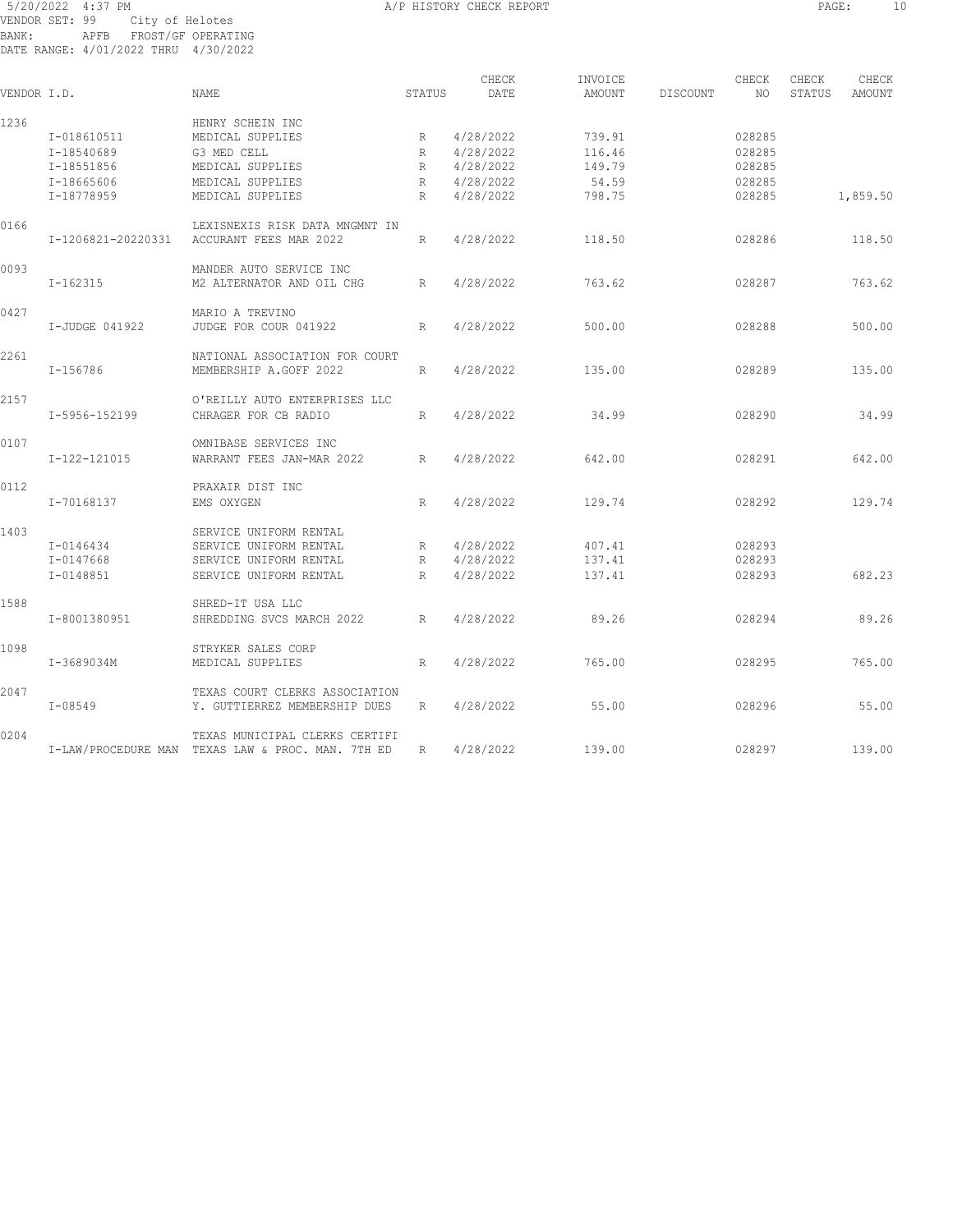5/20/2022 4:37 PM A/P HISTORY CHECK REPORT

VENDOR SET: 99 City of Helotes
BANK: APFB FROST/GF OPERATING
DATE RANGE: 4/01/2022 THRU 4/30/2022

| VENDOR I.D. | | NAME | STATUS | CHECK DATE | INVOICE AMOUNT | DISCOUNT | CHECK NO | CHECK STATUS | CHECK AMOUNT |
|---|---|---|---|---|---|---|---|---|---|
| 1236 | | HENRY SCHEIN INC | | | | | | | |
| | I-018610511 | MEDICAL SUPPLIES | R | 4/28/2022 | 739.91 | | 028285 | | |
| | I-18540689 | G3 MED CELL | R | 4/28/2022 | 116.46 | | 028285 | | |
| | I-18551856 | MEDICAL SUPPLIES | R | 4/28/2022 | 149.79 | | 028285 | | |
| | I-18665606 | MEDICAL SUPPLIES | R | 4/28/2022 | 54.59 | | 028285 | | |
| | I-18778959 | MEDICAL SUPPLIES | R | 4/28/2022 | 798.75 | | 028285 | | 1,859.50 |
| 0166 | | LEXISNEXIS RISK DATA MNGMNT IN | | | | | | | |
| | I-1206821-20220331 | ACCURANT FEES MAR 2022 | R | 4/28/2022 | 118.50 | | 028286 | | 118.50 |
| 0093 | | MANDER AUTO SERVICE INC | | | | | | | |
| | I-162315 | M2 ALTERNATOR AND OIL CHG | R | 4/28/2022 | 763.62 | | 028287 | | 763.62 |
| 0427 | | MARIO A TREVINO | | | | | | | |
| | I-JUDGE 041922 | JUDGE FOR COUR 041922 | R | 4/28/2022 | 500.00 | | 028288 | | 500.00 |
| 2261 | | NATIONAL ASSOCIATION FOR COURT | | | | | | | |
| | I-156786 | MEMBERSHIP A.GOFF 2022 | R | 4/28/2022 | 135.00 | | 028289 | | 135.00 |
| 2157 | | O'REILLY AUTO ENTERPRISES LLC | | | | | | | |
| | I-5956-152199 | CHRAGER FOR CB RADIO | R | 4/28/2022 | 34.99 | | 028290 | | 34.99 |
| 0107 | | OMNIBASE SERVICES INC | | | | | | | |
| | I-122-121015 | WARRANT FEES JAN-MAR 2022 | R | 4/28/2022 | 642.00 | | 028291 | | 642.00 |
| 0112 | | PRAXAIR DIST INC | | | | | | | |
| | I-70168137 | EMS OXYGEN | R | 4/28/2022 | 129.74 | | 028292 | | 129.74 |
| 1403 | | SERVICE UNIFORM RENTAL | | | | | | | |
| | I-0146434 | SERVICE UNIFORM RENTAL | R | 4/28/2022 | 407.41 | | 028293 | | |
| | I-0147668 | SERVICE UNIFORM RENTAL | R | 4/28/2022 | 137.41 | | 028293 | | |
| | I-0148851 | SERVICE UNIFORM RENTAL | R | 4/28/2022 | 137.41 | | 028293 | | 682.23 |
| 1588 | | SHRED-IT USA LLC | | | | | | | |
| | I-8001380951 | SHREDDING SVCS MARCH 2022 | R | 4/28/2022 | 89.26 | | 028294 | | 89.26 |
| 1098 | | STRYKER SALES CORP | | | | | | | |
| | I-3689034M | MEDICAL SUPPLIES | R | 4/28/2022 | 765.00 | | 028295 | | 765.00 |
| 2047 | | TEXAS COURT CLERKS ASSOCIATION | | | | | | | |
| | I-08549 | Y. GUTTIERREZ MEMBERSHIP DUES | R | 4/28/2022 | 55.00 | | 028296 | | 55.00 |
| 0204 | | TEXAS MUNICIPAL CLERKS CERTIFI | | | | | | | |
| | I-LAW/PROCEDURE MAN | TEXAS LAW & PROC. MAN. 7TH ED | R | 4/28/2022 | 139.00 | | 028297 | | 139.00 |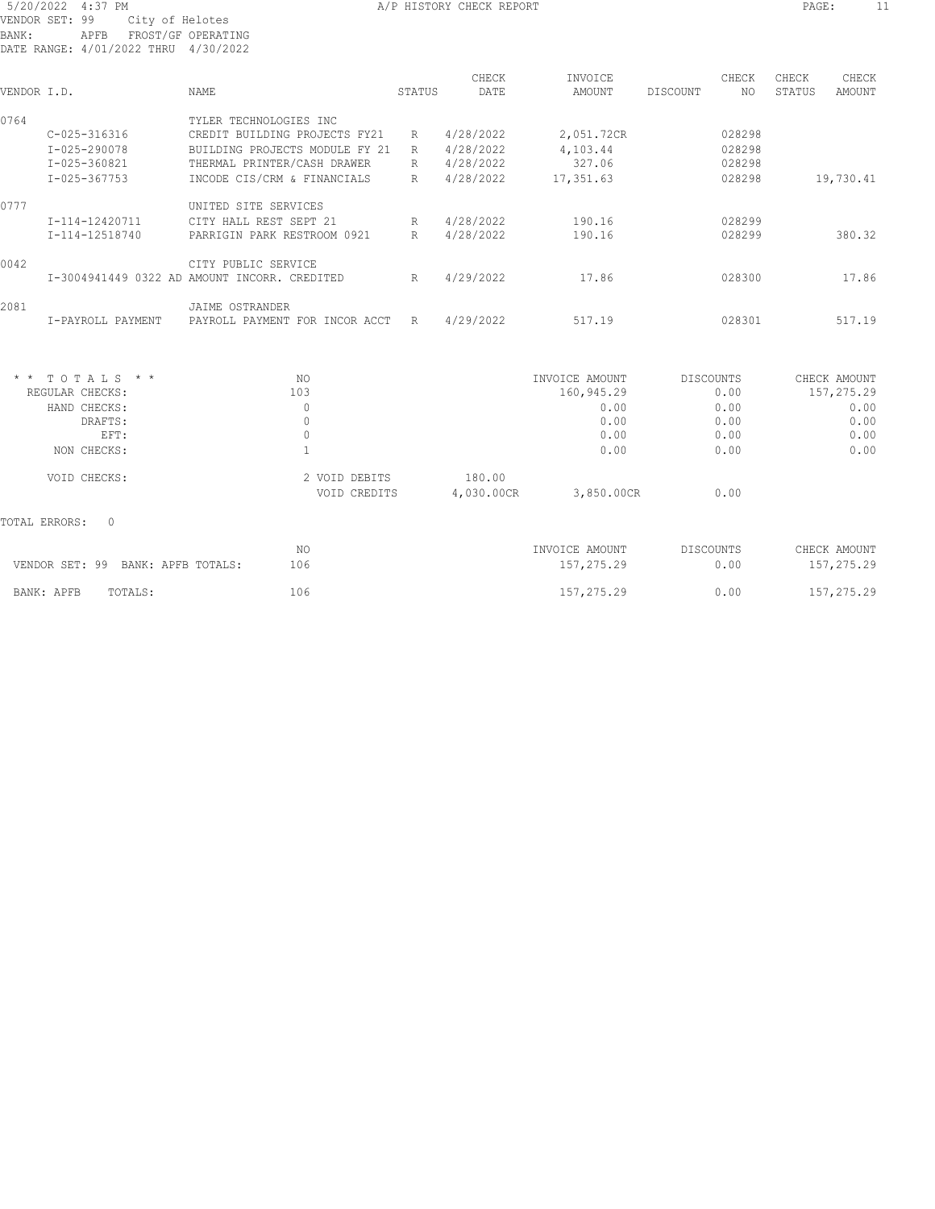5/20/2022 4:37 PM — A/P HISTORY CHECK REPORT

VENDOR SET: 99 City of Helotes
BANK: APFB FROST/GF OPERATING
DATE RANGE: 4/01/2022 THRU 4/30/2022

| VENDOR I.D. | | NAME | STATUS | CHECK DATE | INVOICE AMOUNT | DISCOUNT | CHECK NO | CHECK STATUS | CHECK AMOUNT |
|---|---|---|---|---|---|---|---|---|---|
| 0764 | | TYLER TECHNOLOGIES INC | | | | | | | |
| | C-025-316316 | CREDIT BUILDING PROJECTS FY21 | R | 4/28/2022 | 2,051.72CR | | 028298 | | |
| | I-025-290078 | BUILDING PROJECTS MODULE FY 21 | R | 4/28/2022 | 4,103.44 | | 028298 | | |
| | I-025-360821 | THERMAL PRINTER/CASH DRAWER | R | 4/28/2022 | 327.06 | | 028298 | | |
| | I-025-367753 | INCODE CIS/CRM & FINANCIALS | R | 4/28/2022 | 17,351.63 | | 028298 | | 19,730.41 |
| 0777 | | UNITED SITE SERVICES | | | | | | | |
| | I-114-12420711 | CITY HALL REST SEPT 21 | R | 4/28/2022 | 190.16 | | 028299 | | |
| | I-114-12518740 | PARRIGIN PARK RESTROOM 0921 | R | 4/28/2022 | 190.16 | | 028299 | | 380.32 |
| 0042 | | CITY PUBLIC SERVICE | | | | | | | |
| | I-3004941449 0322 AD | AMOUNT INCORR. CREDITED | R | 4/29/2022 | 17.86 | | 028300 | | 17.86 |
| 2081 | | JAIME OSTRANDER | | | | | | | |
| | I-PAYROLL PAYMENT | PAYROLL PAYMENT FOR INCOR ACCT | R | 4/29/2022 | 517.19 | | 028301 | | 517.19 |

| * * T O T A L S * * | NO | | INVOICE AMOUNT | DISCOUNTS | CHECK AMOUNT |
|---|---|---|---|---|---|
| REGULAR CHECKS: | 103 | | 160,945.29 | 0.00 | 157,275.29 |
| HAND CHECKS: | 0 | | 0.00 | 0.00 | 0.00 |
| DRAFTS: | 0 | | 0.00 | 0.00 | 0.00 |
| EFT: | 0 | | 0.00 | 0.00 | 0.00 |
| NON CHECKS: | 1 | | 0.00 | 0.00 | 0.00 |
| VOID CHECKS: | 2 VOID DEBITS | 180.00 | | | |
| | VOID CREDITS | 4,030.00CR | 3,850.00CR | 0.00 | |

TOTAL ERRORS: 0

| | NO | INVOICE AMOUNT | DISCOUNTS | CHECK AMOUNT |
|---|---|---|---|---|
| VENDOR SET: 99 BANK: APFB TOTALS: | 106 | 157,275.29 | 0.00 | 157,275.29 |
| BANK: APFB TOTALS: | 106 | 157,275.29 | 0.00 | 157,275.29 |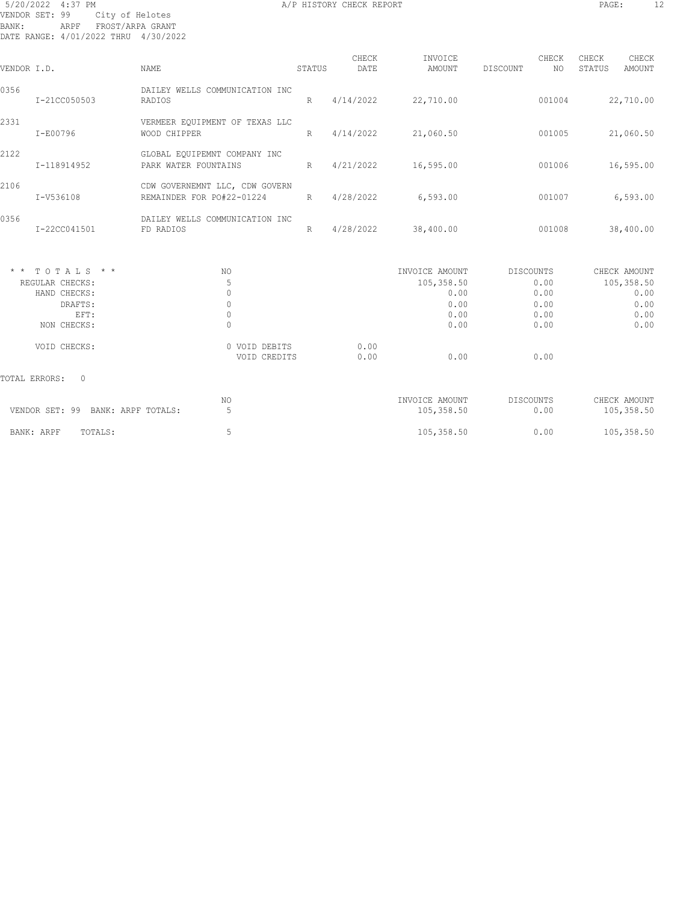5/20/2022 4:37 PM
A/P HISTORY CHECK REPORT

VENDOR SET: 99 City of Helotes
BANK: ARPF FROST/ARPA GRANT
DATE RANGE: 4/01/2022 THRU 4/30/2022

| VENDOR I.D. | | NAME | STATUS | CHECK DATE | INVOICE AMOUNT | DISCOUNT | CHECK NO | CHECK STATUS | CHECK AMOUNT |
|---|---|---|---|---|---|---|---|---|---|
| 0356 | | DAILEY WELLS COMMUNICATION INC | | | | | | | |
| | I-21CC050503 | RADIOS | R | 4/14/2022 | 22,710.00 | | 001004 | | 22,710.00 |
| 2331 | | VERMEER EQUIPMENT OF TEXAS LLC | | | | | | | |
| | I-E00796 | WOOD CHIPPER | R | 4/14/2022 | 21,060.50 | | 001005 | | 21,060.50 |
| 2122 | | GLOBAL EQUIPEMNT COMPANY INC | | | | | | | |
| | I-118914952 | PARK WATER FOUNTAINS | R | 4/21/2022 | 16,595.00 | | 001006 | | 16,595.00 |
| 2106 | | CDW GOVERNEMNT LLC, CDW GOVERN | | | | | | | |
| | I-V536108 | REMAINDER FOR PO#22-01224 | R | 4/28/2022 | 6,593.00 | | 001007 | | 6,593.00 |
| 0356 | | DAILEY WELLS COMMUNICATION INC | | | | | | | |
| | I-22CC041501 | FD RADIOS | R | 4/28/2022 | 38,400.00 | | 001008 | | 38,400.00 |

| * * T O T A L S * * | NO | | INVOICE AMOUNT | DISCOUNTS | CHECK AMOUNT |
|---|---|---|---|---|---|
| REGULAR CHECKS: | 5 | | 105,358.50 | 0.00 | 105,358.50 |
| HAND CHECKS: | 0 | | 0.00 | 0.00 | 0.00 |
| DRAFTS: | 0 | | 0.00 | 0.00 | 0.00 |
| EFT: | 0 | | 0.00 | 0.00 | 0.00 |
| NON CHECKS: | 0 | | 0.00 | 0.00 | 0.00 |
| VOID CHECKS: | 0 VOID DEBITS | 0.00 | | | |
| | VOID CREDITS | 0.00 | 0.00 | 0.00 | |

TOTAL ERRORS: 0

| | NO | INVOICE AMOUNT | DISCOUNTS | CHECK AMOUNT |
|---|---|---|---|---|
| VENDOR SET: 99 BANK: ARPF TOTALS: | 5 | 105,358.50 | 0.00 | 105,358.50 |
| BANK: ARPF TOTALS: | 5 | 105,358.50 | 0.00 | 105,358.50 |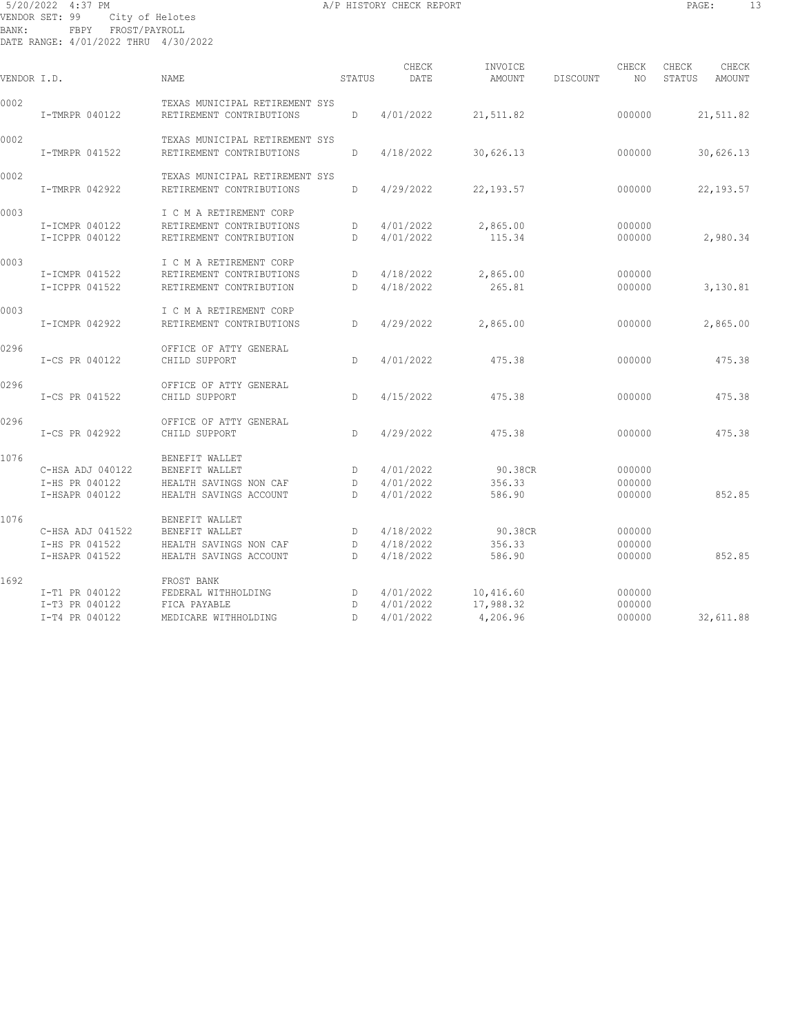5/20/2022 4:37 PM A/P HISTORY CHECK REPORT

VENDOR SET: 99 City of Helotes
BANK: FBPY FROST/PAYROLL
DATE RANGE: 4/01/2022 THRU 4/30/2022

| VENDOR I.D. | NAME | STATUS | CHECK DATE | INVOICE AMOUNT | DISCOUNT | CHECK NO | CHECK STATUS | CHECK AMOUNT |
|---|---|---|---|---|---|---|---|---|
| 0002 | TEXAS MUNICIPAL RETIREMENT SYS | | | | | | | |
| I-TMRPR 040122 | RETIREMENT CONTRIBUTIONS | D | 4/01/2022 | 21,511.82 | | 000000 | | 21,511.82 |
| 0002 | TEXAS MUNICIPAL RETIREMENT SYS | | | | | | | |
| I-TMRPR 041522 | RETIREMENT CONTRIBUTIONS | D | 4/18/2022 | 30,626.13 | | 000000 | | 30,626.13 |
| 0002 | TEXAS MUNICIPAL RETIREMENT SYS | | | | | | | |
| I-TMRPR 042922 | RETIREMENT CONTRIBUTIONS | D | 4/29/2022 | 22,193.57 | | 000000 | | 22,193.57 |
| 0003 | I C M A RETIREMENT CORP | | | | | | | |
| I-ICMPR 040122 | RETIREMENT CONTRIBUTIONS | D | 4/01/2022 | 2,865.00 | | 000000 | | |
| I-ICPPR 040122 | RETIREMENT CONTRIBUTION | D | 4/01/2022 | 115.34 | | 000000 | | 2,980.34 |
| 0003 | I C M A RETIREMENT CORP | | | | | | | |
| I-ICMPR 041522 | RETIREMENT CONTRIBUTIONS | D | 4/18/2022 | 2,865.00 | | 000000 | | |
| I-ICPPR 041522 | RETIREMENT CONTRIBUTION | D | 4/18/2022 | 265.81 | | 000000 | | 3,130.81 |
| 0003 | I C M A RETIREMENT CORP | | | | | | | |
| I-ICMPR 042922 | RETIREMENT CONTRIBUTIONS | D | 4/29/2022 | 2,865.00 | | 000000 | | 2,865.00 |
| 0296 | OFFICE OF ATTY GENERAL | | | | | | | |
| I-CS PR 040122 | CHILD SUPPORT | D | 4/01/2022 | 475.38 | | 000000 | | 475.38 |
| 0296 | OFFICE OF ATTY GENERAL | | | | | | | |
| I-CS PR 041522 | CHILD SUPPORT | D | 4/15/2022 | 475.38 | | 000000 | | 475.38 |
| 0296 | OFFICE OF ATTY GENERAL | | | | | | | |
| I-CS PR 042922 | CHILD SUPPORT | D | 4/29/2022 | 475.38 | | 000000 | | 475.38 |
| 1076 | BENEFIT WALLET | | | | | | | |
| C-HSA ADJ 040122 | BENEFIT WALLET | D | 4/01/2022 | 90.38CR | | 000000 | | |
| I-HS PR 040122 | HEALTH SAVINGS NON CAF | D | 4/01/2022 | 356.33 | | 000000 | | |
| I-HSAPR 040122 | HEALTH SAVINGS ACCOUNT | D | 4/01/2022 | 586.90 | | 000000 | | 852.85 |
| 1076 | BENEFIT WALLET | | | | | | | |
| C-HSA ADJ 041522 | BENEFIT WALLET | D | 4/18/2022 | 90.38CR | | 000000 | | |
| I-HS PR 041522 | HEALTH SAVINGS NON CAF | D | 4/18/2022 | 356.33 | | 000000 | | |
| I-HSAPR 041522 | HEALTH SAVINGS ACCOUNT | D | 4/18/2022 | 586.90 | | 000000 | | 852.85 |
| 1692 | FROST BANK | | | | | | | |
| I-T1 PR 040122 | FEDERAL WITHHOLDING | D | 4/01/2022 | 10,416.60 | | 000000 | | |
| I-T3 PR 040122 | FICA PAYABLE | D | 4/01/2022 | 17,988.32 | | 000000 | | |
| I-T4 PR 040122 | MEDICARE WITHHOLDING | D | 4/01/2022 | 4,206.96 | | 000000 | | 32,611.88 |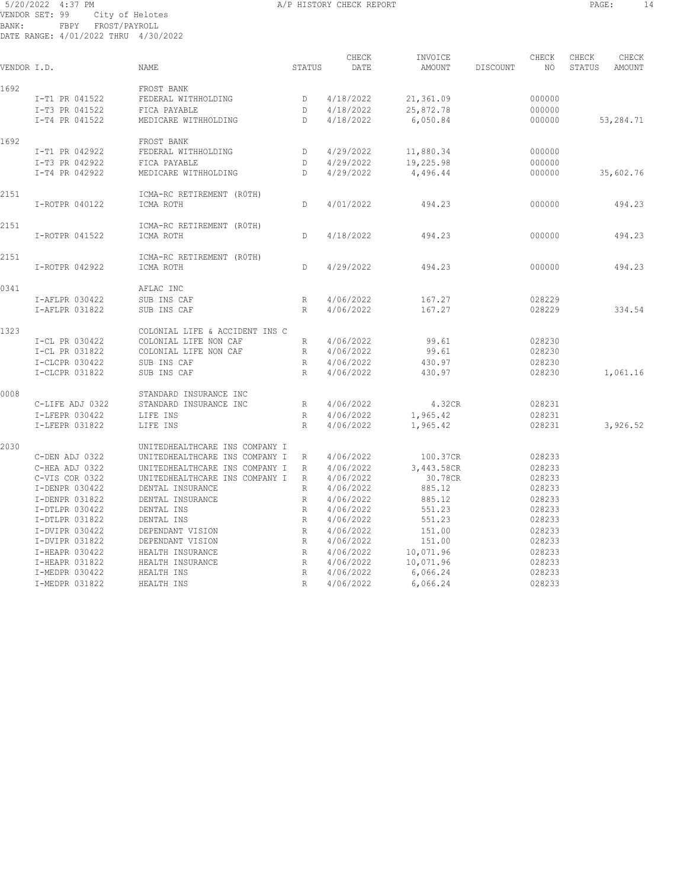5/20/2022 4:37 PM A/P HISTORY CHECK REPORT

VENDOR SET: 99 City of Helotes
BANK: FBPY FROST/PAYROLL
DATE RANGE: 4/01/2022 THRU 4/30/2022

| VENDOR I.D. | NAME | STATUS | CHECK DATE | INVOICE AMOUNT | DISCOUNT | CHECK NO | CHECK STATUS | CHECK AMOUNT |
|---|---|---|---|---|---|---|---|---|
| 1692 | FROST BANK | | | | | | | |
| I-T1 PR 041522 | FEDERAL WITHHOLDING | D | 4/18/2022 | 21,361.09 | | 000000 | | |
| I-T3 PR 041522 | FICA PAYABLE | D | 4/18/2022 | 25,872.78 | | 000000 | | |
| I-T4 PR 041522 | MEDICARE WITHHOLDING | D | 4/18/2022 | 6,050.84 | | 000000 | | 53,284.71 |
| 1692 | FROST BANK | | | | | | | |
| I-T1 PR 042922 | FEDERAL WITHHOLDING | D | 4/29/2022 | 11,880.34 | | 000000 | | |
| I-T3 PR 042922 | FICA PAYABLE | D | 4/29/2022 | 19,225.98 | | 000000 | | |
| I-T4 PR 042922 | MEDICARE WITHHOLDING | D | 4/29/2022 | 4,496.44 | | 000000 | | 35,602.76 |
| 2151 | ICMA-RC RETIREMENT (ROTH) | | | | | | | |
| I-ROTPR 040122 | ICMA ROTH | D | 4/01/2022 | 494.23 | | 000000 | | 494.23 |
| 2151 | ICMA-RC RETIREMENT (ROTH) | | | | | | | |
| I-ROTPR 041522 | ICMA ROTH | D | 4/18/2022 | 494.23 | | 000000 | | 494.23 |
| 2151 | ICMA-RC RETIREMENT (ROTH) | | | | | | | |
| I-ROTPR 042922 | ICMA ROTH | D | 4/29/2022 | 494.23 | | 000000 | | 494.23 |
| 0341 | AFLAC INC | | | | | | | |
| I-AFLPR 030422 | SUB INS CAF | R | 4/06/2022 | 167.27 | | 028229 | | |
| I-AFLPR 031822 | SUB INS CAF | R | 4/06/2022 | 167.27 | | 028229 | | 334.54 |
| 1323 | COLONIAL LIFE & ACCIDENT INS C | | | | | | | |
| I-CL PR 030422 | COLONIAL LIFE NON CAF | R | 4/06/2022 | 99.61 | | 028230 | | |
| I-CL PR 031822 | COLONIAL LIFE NON CAF | R | 4/06/2022 | 99.61 | | 028230 | | |
| I-CLCPR 030422 | SUB INS CAF | R | 4/06/2022 | 430.97 | | 028230 | | |
| I-CLCPR 031822 | SUB INS CAF | R | 4/06/2022 | 430.97 | | 028230 | | 1,061.16 |
| 0008 | STANDARD INSURANCE INC | | | | | | | |
| C-LIFE ADJ 0322 | STANDARD INSURANCE INC | R | 4/06/2022 | 4.32CR | | 028231 | | |
| I-LFEPR 030422 | LIFE INS | R | 4/06/2022 | 1,965.42 | | 028231 | | |
| I-LFEPR 031822 | LIFE INS | R | 4/06/2022 | 1,965.42 | | 028231 | | 3,926.52 |
| 2030 | UNITEDHEALTHCARE INS COMPANY I | | | | | | | |
| C-DEN ADJ 0322 | UNITEDHEALTHCARE INS COMPANY I | R | 4/06/2022 | 100.37CR | | 028233 | | |
| C-HEA ADJ 0322 | UNITEDHEALTHCARE INS COMPANY I | R | 4/06/2022 | 3,443.58CR | | 028233 | | |
| C-VIS COR 0322 | UNITEDHEALTHCARE INS COMPANY I | R | 4/06/2022 | 30.78CR | | 028233 | | |
| I-DENPR 030422 | DENTAL INSURANCE | R | 4/06/2022 | 885.12 | | 028233 | | |
| I-DENPR 031822 | DENTAL INSURANCE | R | 4/06/2022 | 885.12 | | 028233 | | |
| I-DTLPR 030422 | DENTAL INS | R | 4/06/2022 | 551.23 | | 028233 | | |
| I-DTLPR 031822 | DENTAL INS | R | 4/06/2022 | 551.23 | | 028233 | | |
| I-DVIPR 030422 | DEPENDANT VISION | R | 4/06/2022 | 151.00 | | 028233 | | |
| I-DVIPR 031822 | DEPENDANT VISION | R | 4/06/2022 | 151.00 | | 028233 | | |
| I-HEAPR 030422 | HEALTH INSURANCE | R | 4/06/2022 | 10,071.96 | | 028233 | | |
| I-HEAPR 031822 | HEALTH INSURANCE | R | 4/06/2022 | 10,071.96 | | 028233 | | |
| I-MEDPR 030422 | HEALTH INS | R | 4/06/2022 | 6,066.24 | | 028233 | | |
| I-MEDPR 031822 | HEALTH INS | R | 4/06/2022 | 6,066.24 | | 028233 | | |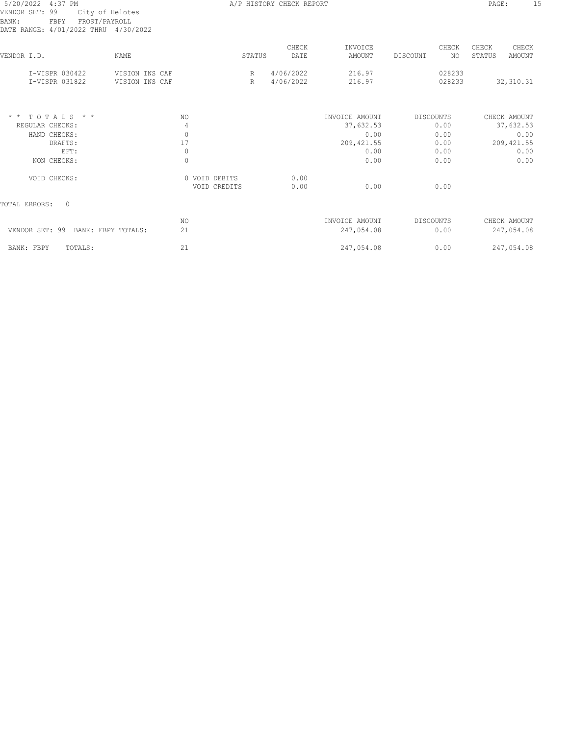VENDOR SET: 99 City of Helotes
BANK: FBPY FROST/PAYROLL
DATE RANGE: 4/01/2022 THRU 4/30/2022

A/P HISTORY CHECK REPORT

| VENDOR I.D. | NAME | STATUS | CHECK DATE | INVOICE AMOUNT | DISCOUNT | CHECK NO | CHECK STATUS | CHECK AMOUNT |
|---|---|---|---|---|---|---|---|---|
| I-VISPR 030422 | VISION INS CAF | R | 4/06/2022 | 216.97 | | 028233 | | |
| I-VISPR 031822 | VISION INS CAF | R | 4/06/2022 | 216.97 | | 028233 | | 32,310.31 |

| * * T O T A L S * * | NO | | | INVOICE AMOUNT | DISCOUNTS | CHECK AMOUNT |
|---|---|---|---|---|---|---|
| REGULAR CHECKS: | 4 | | | 37,632.53 | 0.00 | 37,632.53 |
| HAND CHECKS: | 0 | | | 0.00 | 0.00 | 0.00 |
| DRAFTS: | 17 | | | 209,421.55 | 0.00 | 209,421.55 |
| EFT: | 0 | | | 0.00 | 0.00 | 0.00 |
| NON CHECKS: | 0 | | | 0.00 | 0.00 | 0.00 |
| VOID CHECKS: | 0 | VOID DEBITS | 0.00 | | | |
| | | VOID CREDITS | 0.00 | 0.00 | 0.00 | |

TOTAL ERRORS: 0

| | NO | INVOICE AMOUNT | DISCOUNTS | CHECK AMOUNT |
|---|---|---|---|---|
| VENDOR SET: 99 BANK: FBPY TOTALS: | 21 | 247,054.08 | 0.00 | 247,054.08 |
| BANK: FBPY TOTALS: | 21 | 247,054.08 | 0.00 | 247,054.08 |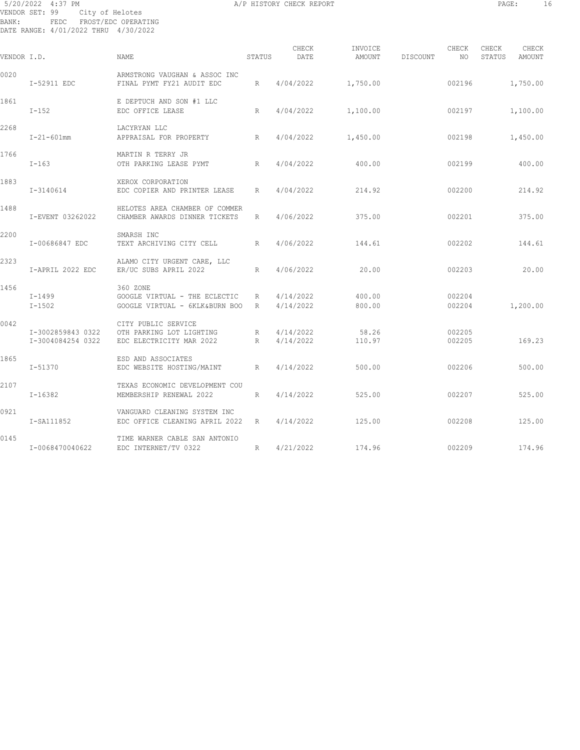5/20/2022 4:37 PM A/P HISTORY CHECK REPORT
VENDOR SET: 99 City of Helotes
BANK: FEDC FROST/EDC OPERATING
DATE RANGE: 4/01/2022 THRU 4/30/2022

| VENDOR I.D. | NAME | STATUS | CHECK DATE | INVOICE AMOUNT | DISCOUNT | CHECK NO | CHECK STATUS | CHECK AMOUNT |
|---|---|---|---|---|---|---|---|---|
| 0020 | ARMSTRONG VAUGHAN & ASSOC INC | | | | | | | |
| I-52911 EDC | FINAL PYMT FY21 AUDIT EDC | R | 4/04/2022 | 1,750.00 | | 002196 | | 1,750.00 |
| 1861 | E DEPTUCH AND SON #1 LLC | | | | | | | |
| I-152 | EDC OFFICE LEASE | R | 4/04/2022 | 1,100.00 | | 002197 | | 1,100.00 |
| 2268 | LACYRYAN LLC | | | | | | | |
| I-21-601mm | APPRAISAL FOR PROPERTY | R | 4/04/2022 | 1,450.00 | | 002198 | | 1,450.00 |
| 1766 | MARTIN R TERRY JR | | | | | | | |
| I-163 | OTH PARKING LEASE PYMT | R | 4/04/2022 | 400.00 | | 002199 | | 400.00 |
| 1883 | XEROX CORPORATION | | | | | | | |
| I-3140614 | EDC COPIER AND PRINTER LEASE | R | 4/04/2022 | 214.92 | | 002200 | | 214.92 |
| 1488 | HELOTES AREA CHAMBER OF COMMER | | | | | | | |
| I-EVENT 03262022 | CHAMBER AWARDS DINNER TICKETS | R | 4/06/2022 | 375.00 | | 002201 | | 375.00 |
| 2200 | SMARSH INC | | | | | | | |
| I-00686847 EDC | TEXT ARCHIVING CITY CELL | R | 4/06/2022 | 144.61 | | 002202 | | 144.61 |
| 2323 | ALAMO CITY URGENT CARE, LLC | | | | | | | |
| I-APRIL 2022 EDC | ER/UC SUBS APRIL 2022 | R | 4/06/2022 | 20.00 | | 002203 | | 20.00 |
| 1456 | 360 ZONE | | | | | | | |
| I-1499 | GOOGLE VIRTUAL - THE ECLECTIC | R | 4/14/2022 | 400.00 | | 002204 | | |
| I-1502 | GOOGLE VIRTUAL - 6KLK&BURN BOO | R | 4/14/2022 | 800.00 | | 002204 | | 1,200.00 |
| 0042 | CITY PUBLIC SERVICE | | | | | | | |
| I-3002859843 0322 | OTH PARKING LOT LIGHTING | R | 4/14/2022 | 58.26 | | 002205 | | |
| I-3004084254 0322 | EDC ELECTRICITY MAR 2022 | R | 4/14/2022 | 110.97 | | 002205 | | 169.23 |
| 1865 | ESD AND ASSOCIATES | | | | | | | |
| I-51370 | EDC WEBSITE HOSTING/MAINT | R | 4/14/2022 | 500.00 | | 002206 | | 500.00 |
| 2107 | TEXAS ECONOMIC DEVELOPMENT COU | | | | | | | |
| I-16382 | MEMBERSHIP RENEWAL 2022 | R | 4/14/2022 | 525.00 | | 002207 | | 525.00 |
| 0921 | VANGUARD CLEANING SYSTEM INC | | | | | | | |
| I-SA111852 | EDC OFFICE CLEANING APRIL 2022 | R | 4/14/2022 | 125.00 | | 002208 | | 125.00 |
| 0145 | TIME WARNER CABLE SAN ANTONIO | | | | | | | |
| I-0068470040622 | EDC INTERNET/TV 0322 | R | 4/21/2022 | 174.96 | | 002209 | | 174.96 |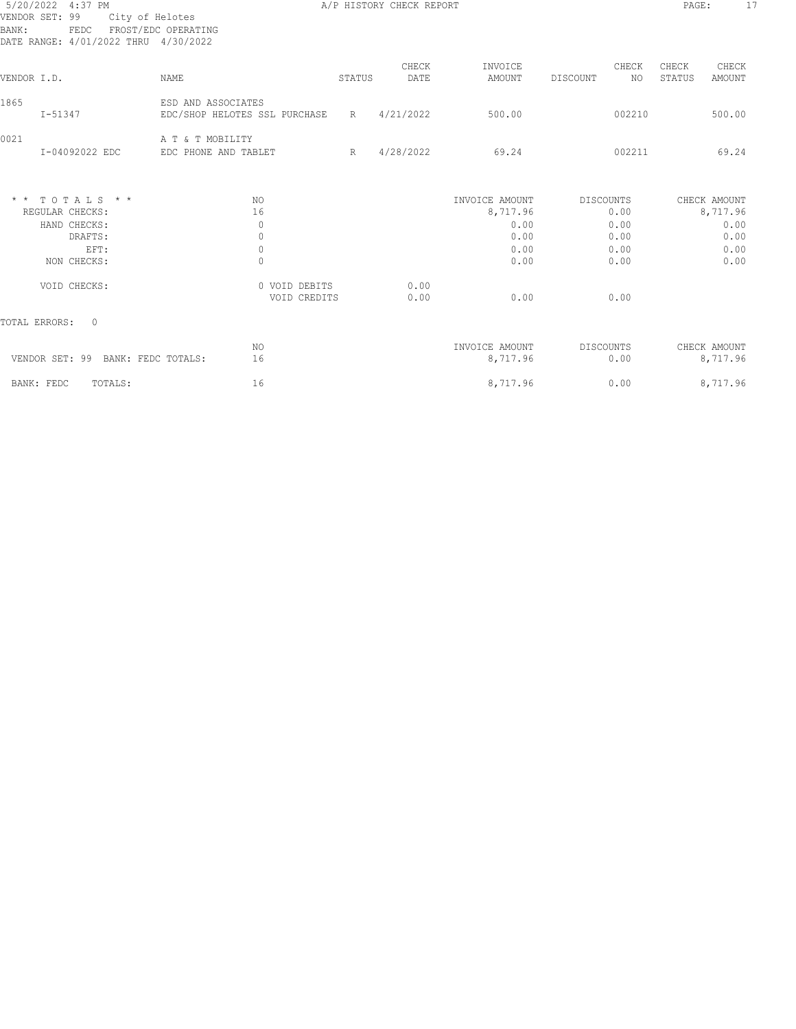5/20/2022 4:37 PM A/P HISTORY CHECK REPORT

VENDOR SET: 99 City of Helotes
BANK: FEDC FROST/EDC OPERATING
DATE RANGE: 4/01/2022 THRU 4/30/2022

| VENDOR I.D. | NAME | STATUS | CHECK DATE | INVOICE AMOUNT | DISCOUNT | CHECK NO | CHECK STATUS | CHECK AMOUNT |
|---|---|---|---|---|---|---|---|---|
| 1865 | ESD AND ASSOCIATES | | | | | | | |
| I-51347 | EDC/SHOP HELOTES SSL PURCHASE | R | 4/21/2022 | 500.00 | | 002210 | | 500.00 |
| 0021 | A T & T MOBILITY | | | | | | | |
| I-04092022 EDC | EDC PHONE AND TABLET | R | 4/28/2022 | 69.24 | | 002211 | | 69.24 |

| * * T O T A L S * * | NO | | INVOICE AMOUNT | DISCOUNTS | CHECK AMOUNT |
|---|---|---|---|---|---|
| REGULAR CHECKS: | 16 | | 8,717.96 | 0.00 | 8,717.96 |
| HAND CHECKS: | 0 | | 0.00 | 0.00 | 0.00 |
| DRAFTS: | 0 | | 0.00 | 0.00 | 0.00 |
| EFT: | 0 | | 0.00 | 0.00 | 0.00 |
| NON CHECKS: | 0 | | 0.00 | 0.00 | 0.00 |
| VOID CHECKS: | 0 VOID DEBITS | 0.00 | | | |
| | VOID CREDITS | 0.00 | 0.00 | 0.00 | |

TOTAL ERRORS: 0

| | NO | INVOICE AMOUNT | DISCOUNTS | CHECK AMOUNT |
|---|---|---|---|---|
| VENDOR SET: 99 BANK: FEDC TOTALS: | 16 | 8,717.96 | 0.00 | 8,717.96 |
| BANK: FEDC TOTALS: | 16 | 8,717.96 | 0.00 | 8,717.96 |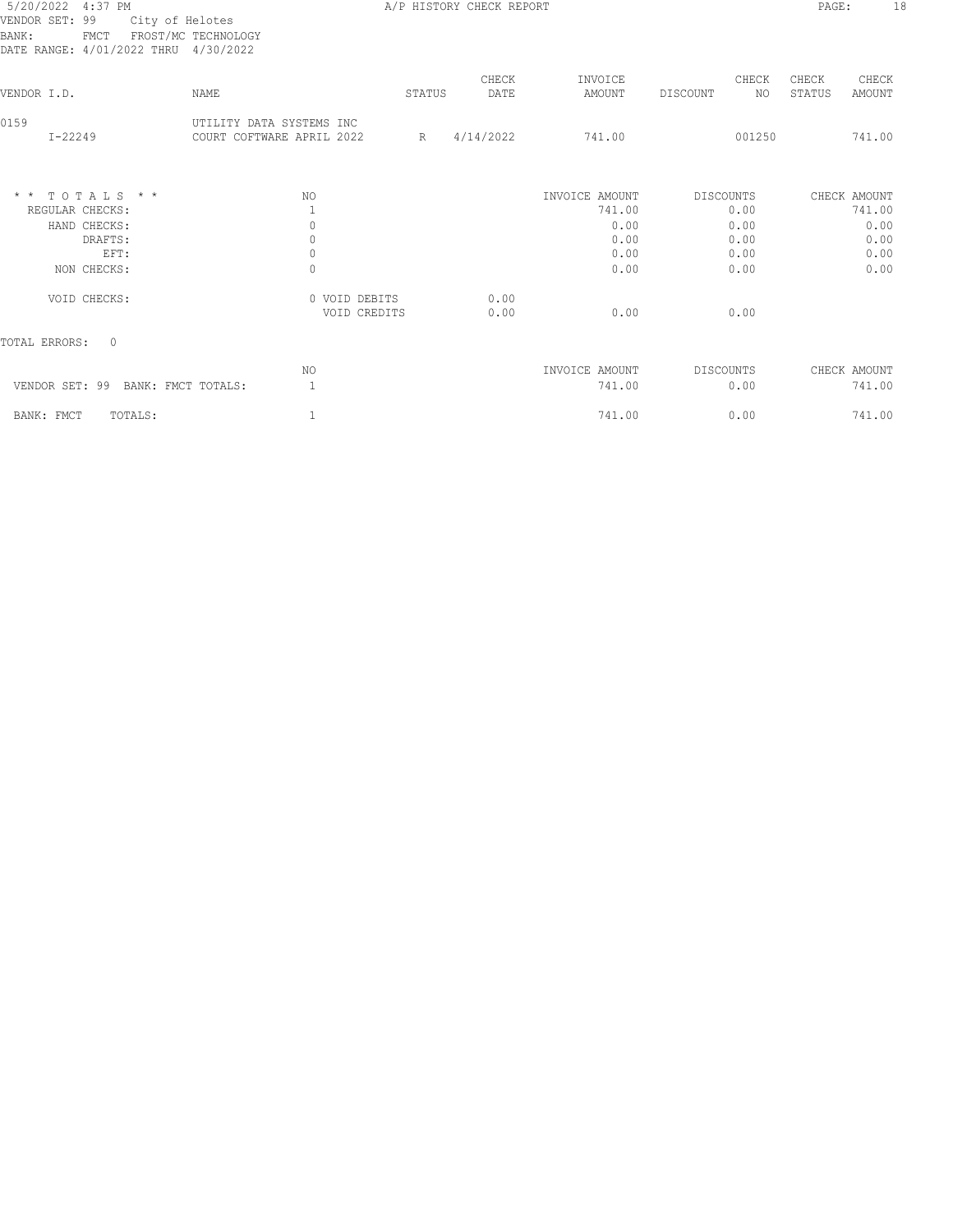5/20/2022 4:37 PM — A/P HISTORY CHECK REPORT

VENDOR SET: 99 City of Helotes
BANK: FMCT FROST/MC TECHNOLOGY
DATE RANGE: 4/01/2022 THRU 4/30/2022

| VENDOR I.D. | NAME | STATUS | CHECK DATE | INVOICE AMOUNT | DISCOUNT | CHECK NO | CHECK STATUS | CHECK AMOUNT |
|---|---|---|---|---|---|---|---|---|
| 0159 | UTILITY DATA SYSTEMS INC | | | | | | | |
| I-22249 | COURT COFTWARE APRIL 2022 | R | 4/14/2022 | 741.00 | | 001250 | | 741.00 |

| * * T O T A L S * * | NO | | | INVOICE AMOUNT | DISCOUNTS | CHECK AMOUNT |
|---|---|---|---|---|---|---|
| REGULAR CHECKS: | 1 | | | 741.00 | 0.00 | 741.00 |
| HAND CHECKS: | 0 | | | 0.00 | 0.00 | 0.00 |
| DRAFTS: | 0 | | | 0.00 | 0.00 | 0.00 |
| EFT: | 0 | | | 0.00 | 0.00 | 0.00 |
| NON CHECKS: | 0 | | | 0.00 | 0.00 | 0.00 |
| VOID CHECKS: | 0 | VOID DEBITS | 0.00 | | | |
| | | VOID CREDITS | 0.00 | 0.00 | 0.00 | |

TOTAL ERRORS: 0

| | NO | INVOICE AMOUNT | DISCOUNTS | CHECK AMOUNT |
|---|---|---|---|---|
| VENDOR SET: 99 BANK: FMCT TOTALS: | 1 | 741.00 | 0.00 | 741.00 |
| BANK: FMCT TOTALS: | 1 | 741.00 | 0.00 | 741.00 |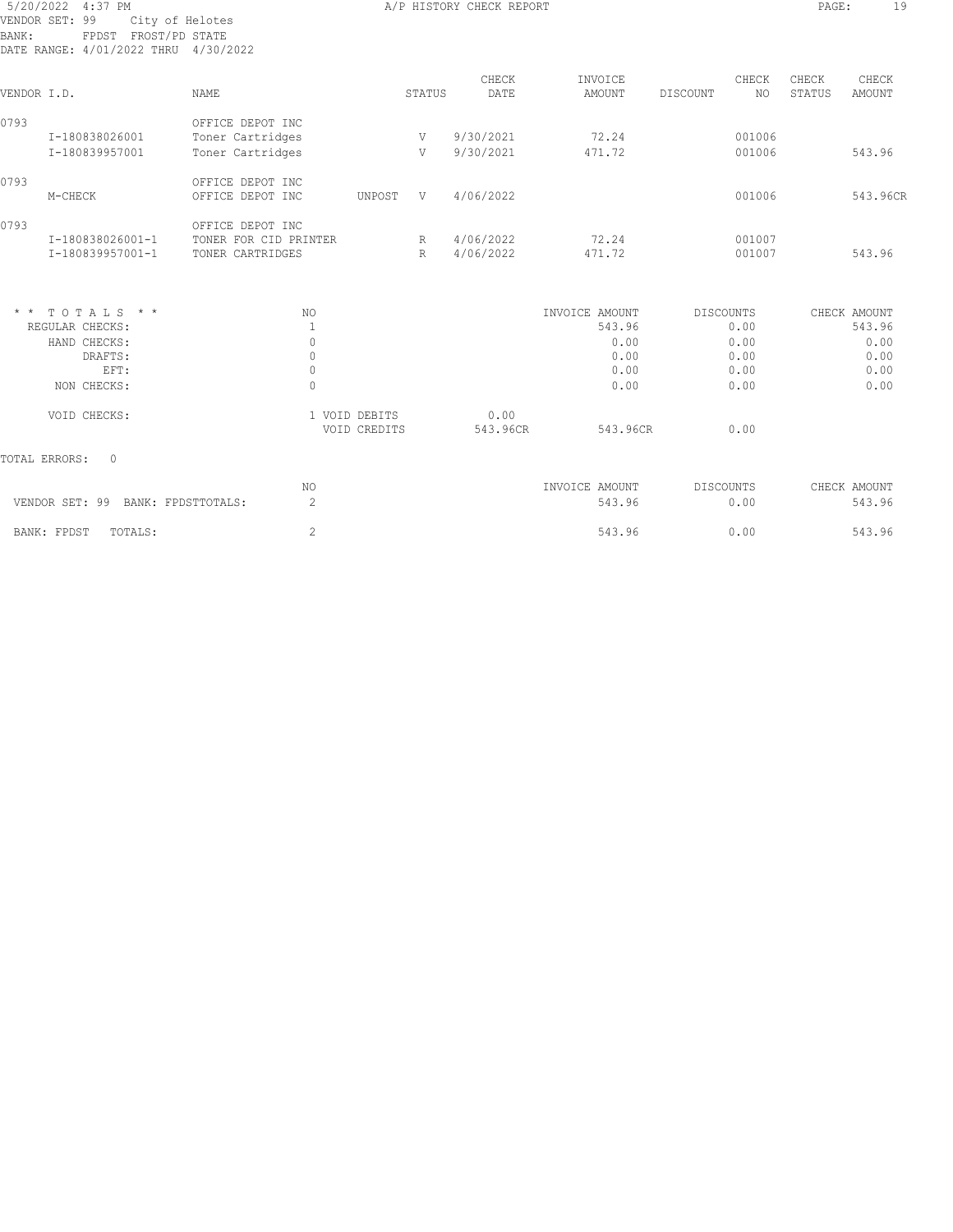5/20/2022 4:37 PM A/P HISTORY CHECK REPORT

VENDOR SET: 99 City of Helotes
BANK: FPDST FROST/PD STATE
DATE RANGE: 4/01/2022 THRU 4/30/2022

| VENDOR I.D. | NAME | STATUS | CHECK DATE | INVOICE AMOUNT | DISCOUNT | CHECK NO | CHECK STATUS | CHECK AMOUNT |
|---|---|---|---|---|---|---|---|---|
| 0793 | OFFICE DEPOT INC | | | | | | | |
| I-180838026001 | Toner Cartridges | V | 9/30/2021 | 72.24 | | 001006 | | |
| I-180839957001 | Toner Cartridges | V | 9/30/2021 | 471.72 | | 001006 | | 543.96 |
| 0793 | OFFICE DEPOT INC | | | | | | | |
| M-CHECK | OFFICE DEPOT INC UNPOST | V | 4/06/2022 | | | 001006 | | 543.96CR |
| 0793 | OFFICE DEPOT INC | | | | | | | |
| I-180838026001-1 | TONER FOR CID PRINTER | R | 4/06/2022 | 72.24 | | 001007 | | |
| I-180839957001-1 | TONER CARTRIDGES | R | 4/06/2022 | 471.72 | | 001007 | | 543.96 |

| * * T O T A L S * * | NO | | | INVOICE AMOUNT | DISCOUNTS | CHECK AMOUNT |
|---|---|---|---|---|---|---|
| REGULAR CHECKS: | 1 | | | 543.96 | 0.00 | 543.96 |
| HAND CHECKS: | 0 | | | 0.00 | 0.00 | 0.00 |
| DRAFTS: | 0 | | | 0.00 | 0.00 | 0.00 |
| EFT: | 0 | | | 0.00 | 0.00 | 0.00 |
| NON CHECKS: | 0 | | | 0.00 | 0.00 | 0.00 |
| VOID CHECKS: | 1 | VOID DEBITS | 0.00 | | | |
| | | VOID CREDITS | 543.96CR | 543.96CR | 0.00 | |

TOTAL ERRORS: 0

| | NO | INVOICE AMOUNT | DISCOUNTS | CHECK AMOUNT |
|---|---|---|---|---|
| VENDOR SET: 99 BANK: FPDSTTOTALS: | 2 | 543.96 | 0.00 | 543.96 |
| BANK: FPDST TOTALS: | 2 | 543.96 | 0.00 | 543.96 |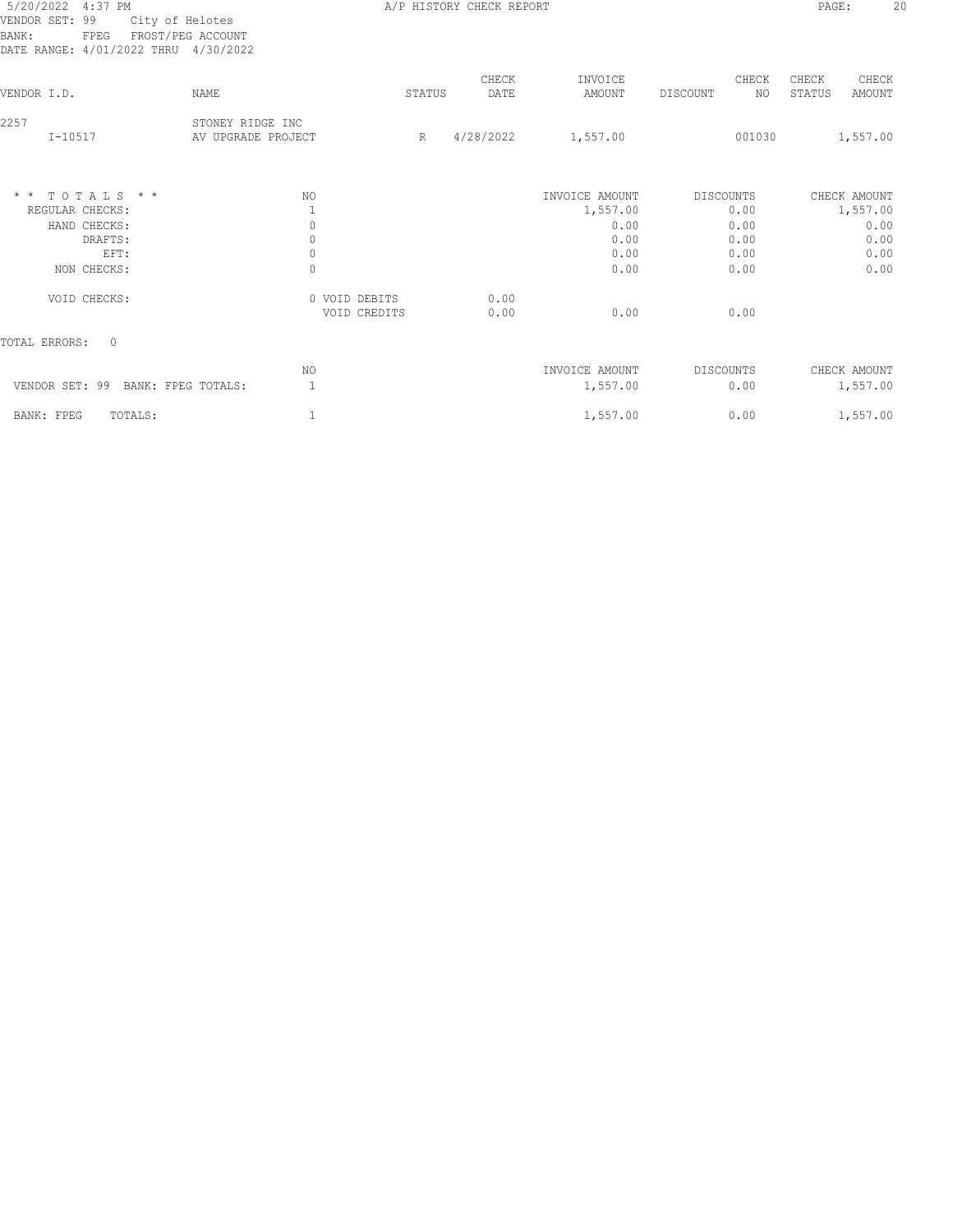5/20/2022 4:37 PM A/P HISTORY CHECK REPORT PAGE: 20

VENDOR SET: 99 City of Helotes
BANK: FPEG FROST/PEG ACCOUNT
DATE RANGE: 4/01/2022 THRU 4/30/2022

| VENDOR I.D. | NAME | STATUS | CHECK DATE | INVOICE AMOUNT | DISCOUNT | CHECK NO | CHECK STATUS | CHECK AMOUNT |
|---|---|---|---|---|---|---|---|---|
| 2257 | STONEY RIDGE INC | | | | | | | |
| I-10517 | AV UPGRADE PROJECT | R | 4/28/2022 | 1,557.00 | | 001030 | | 1,557.00 |

| * * TOTALS * * | NO | | | INVOICE AMOUNT | DISCOUNTS | CHECK AMOUNT |
|---|---|---|---|---|---|---|
| REGULAR CHECKS: | 1 | | | 1,557.00 | 0.00 | 1,557.00 |
| HAND CHECKS: | 0 | | | 0.00 | 0.00 | 0.00 |
| DRAFTS: | 0 | | | 0.00 | 0.00 | 0.00 |
| EFT: | 0 | | | 0.00 | 0.00 | 0.00 |
| NON CHECKS: | 0 | | | 0.00 | 0.00 | 0.00 |
| VOID CHECKS: | 0 | VOID DEBITS | 0.00 | | | |
| | | VOID CREDITS | 0.00 | 0.00 | 0.00 | |

TOTAL ERRORS: 0

| | NO | INVOICE AMOUNT | DISCOUNTS | CHECK AMOUNT |
|---|---|---|---|---|
| VENDOR SET: 99 BANK: FPEG TOTALS: | 1 | 1,557.00 | 0.00 | 1,557.00 |
| BANK: FPEG TOTALS: | 1 | 1,557.00 | 0.00 | 1,557.00 |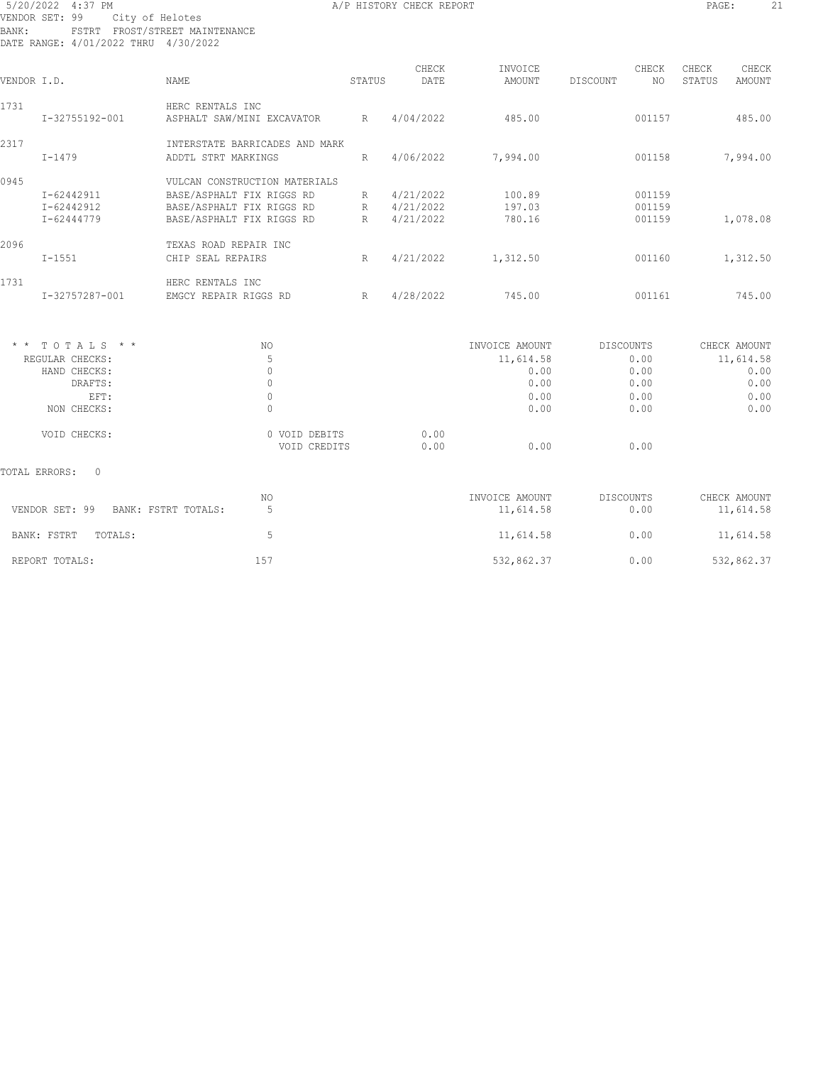5/20/2022 4:37 PM — A/P HISTORY CHECK REPORT

VENDOR SET: 99 City of Helotes
BANK: FSTRT FROST/STREET MAINTENANCE
DATE RANGE: 4/01/2022 THRU 4/30/2022

| VENDOR I.D. | NAME | STATUS | CHECK DATE | INVOICE AMOUNT | DISCOUNT | CHECK NO | CHECK STATUS | CHECK AMOUNT |
|---|---|---|---|---|---|---|---|---|
| 1731 | HERC RENTALS INC | | | | | | | |
| I-32755192-001 | ASPHALT SAW/MINI EXCAVATOR | R | 4/04/2022 | 485.00 | | 001157 | | 485.00 |
| 2317 | INTERSTATE BARRICADES AND MARK | | | | | | | |
| I-1479 | ADDTL STRT MARKINGS | R | 4/06/2022 | 7,994.00 | | 001158 | | 7,994.00 |
| 0945 | VULCAN CONSTRUCTION MATERIALS | | | | | | | |
| I-62442911 | BASE/ASPHALT FIX RIGGS RD | R | 4/21/2022 | 100.89 | | 001159 | | |
| I-62442912 | BASE/ASPHALT FIX RIGGS RD | R | 4/21/2022 | 197.03 | | 001159 | | |
| I-62444779 | BASE/ASPHALT FIX RIGGS RD | R | 4/21/2022 | 780.16 | | 001159 | | 1,078.08 |
| 2096 | TEXAS ROAD REPAIR INC | | | | | | | |
| I-1551 | CHIP SEAL REPAIRS | R | 4/21/2022 | 1,312.50 | | 001160 | | 1,312.50 |
| 1731 | HERC RENTALS INC | | | | | | | |
| I-32757287-001 | EMGCY REPAIR RIGGS RD | R | 4/28/2022 | 745.00 | | 001161 | | 745.00 |

| * * TOTALS * * | NO | | INVOICE AMOUNT | DISCOUNTS | CHECK AMOUNT |
|---|---|---|---|---|---|
| REGULAR CHECKS: | 5 | | 11,614.58 | 0.00 | 11,614.58 |
| HAND CHECKS: | 0 | | 0.00 | 0.00 | 0.00 |
| DRAFTS: | 0 | | 0.00 | 0.00 | 0.00 |
| EFT: | 0 | | 0.00 | 0.00 | 0.00 |
| NON CHECKS: | 0 | | 0.00 | 0.00 | 0.00 |
| VOID CHECKS: | 0 VOID DEBITS | 0.00 | | | |
| | VOID CREDITS | 0.00 | 0.00 | 0.00 | |

TOTAL ERRORS: 0

| | NO | INVOICE AMOUNT | DISCOUNTS | CHECK AMOUNT |
|---|---|---|---|---|
| VENDOR SET: 99 BANK: FSTRT TOTALS: | 5 | 11,614.58 | 0.00 | 11,614.58 |
| BANK: FSTRT TOTALS: | 5 | 11,614.58 | 0.00 | 11,614.58 |
| REPORT TOTALS: | 157 | 532,862.37 | 0.00 | 532,862.37 |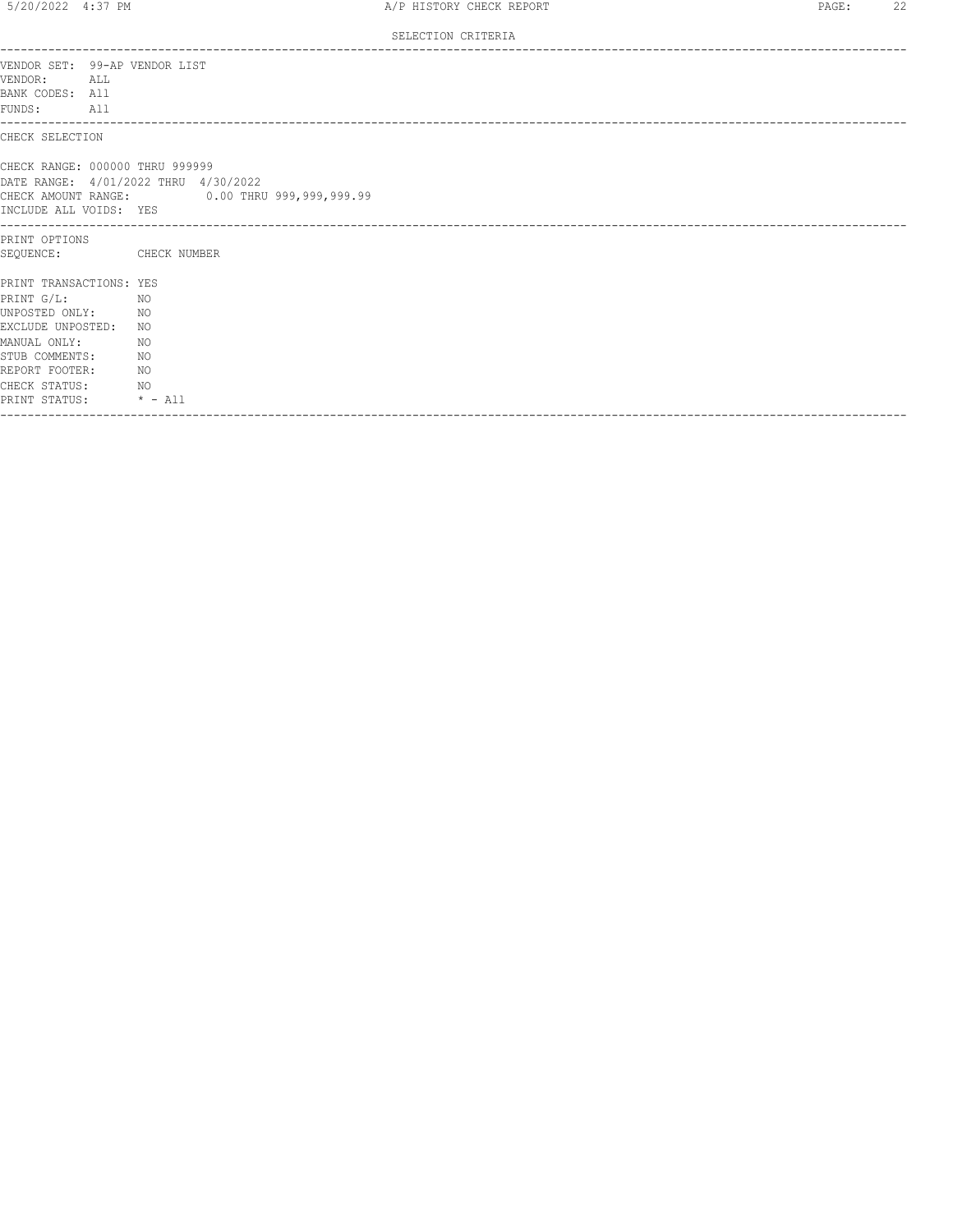SELECTION CRITERIA

VENDOR SET: 99-AP VENDOR LIST
VENDOR: ALL
BANK CODES: All
FUNDS: All

CHECK SELECTION

CHECK RANGE: 000000 THRU 999999
DATE RANGE: 4/01/2022 THRU 4/30/2022
CHECK AMOUNT RANGE: 0.00 THRU 999,999,999.99
INCLUDE ALL VOIDS: YES

PRINT OPTIONS
SEQUENCE: CHECK NUMBER

PRINT TRANSACTIONS: YES
PRINT G/L: NO
UNPOSTED ONLY: NO
EXCLUDE UNPOSTED: NO
MANUAL ONLY: NO
STUB COMMENTS: NO
REPORT FOOTER: NO
CHECK STATUS: NO
PRINT STATUS: * - All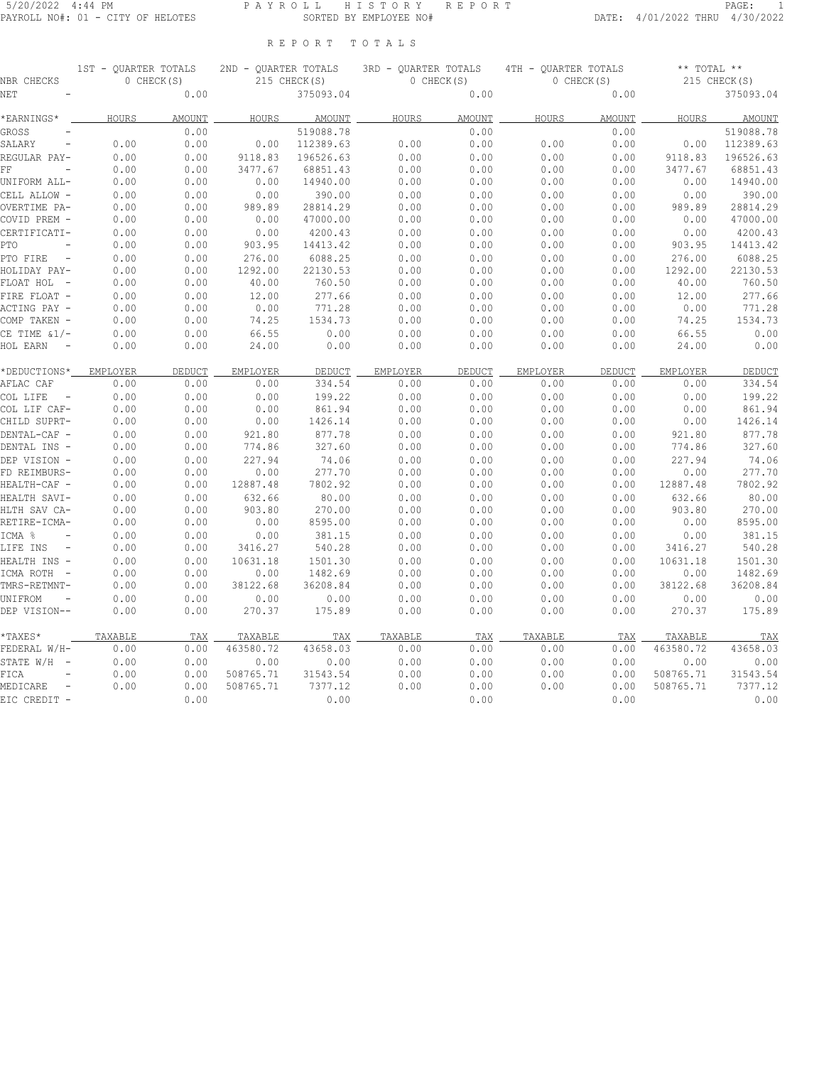5/20/2022 4:44 PM PAYROLL HISTORY REPORT PAGE: 1
PAYROLL NO#: 01 - CITY OF HELOTES SORTED BY EMPLOYEE NO# DATE: 4/01/2022 THRU 4/30/2022

# REPORT TOTALS

| | 1ST - QUARTER TOTALS | | 2ND - QUARTER TOTALS | | 3RD - QUARTER TOTALS | | 4TH - QUARTER TOTALS | | ** TOTAL ** | |
|---|---|---|---|---|---|---|---|---|---|---|
| NBR CHECKS | 0 CHECK(S) | | 215 CHECK(S) | | 0 CHECK(S) | | 0 CHECK(S) | | 215 CHECK(S) | |
| NET - | | 0.00 | | 375093.04 | | 0.00 | | 0.00 | | 375093.04 |
| *EARNINGS* | HOURS | AMOUNT | HOURS | AMOUNT | HOURS | AMOUNT | HOURS | AMOUNT | HOURS | AMOUNT |
| GROSS - | | 0.00 | | 519088.78 | | 0.00 | | 0.00 | | 519088.78 |
| SALARY - | 0.00 | 0.00 | 0.00 | 112389.63 | 0.00 | 0.00 | 0.00 | 0.00 | 0.00 | 112389.63 |
| REGULAR PAY- | 0.00 | 0.00 | 9118.83 | 196526.63 | 0.00 | 0.00 | 0.00 | 0.00 | 9118.83 | 196526.63 |
| FF - | 0.00 | 0.00 | 3477.67 | 68851.43 | 0.00 | 0.00 | 0.00 | 0.00 | 3477.67 | 68851.43 |
| UNIFORM ALL- | 0.00 | 0.00 | 0.00 | 14940.00 | 0.00 | 0.00 | 0.00 | 0.00 | 0.00 | 14940.00 |
| CELL ALLOW - | 0.00 | 0.00 | 0.00 | 390.00 | 0.00 | 0.00 | 0.00 | 0.00 | 0.00 | 390.00 |
| OVERTIME PA- | 0.00 | 0.00 | 989.89 | 28814.29 | 0.00 | 0.00 | 0.00 | 0.00 | 989.89 | 28814.29 |
| COVID PREM - | 0.00 | 0.00 | 0.00 | 47000.00 | 0.00 | 0.00 | 0.00 | 0.00 | 0.00 | 47000.00 |
| CERTIFICATI- | 0.00 | 0.00 | 0.00 | 4200.43 | 0.00 | 0.00 | 0.00 | 0.00 | 0.00 | 4200.43 |
| PTO - | 0.00 | 0.00 | 903.95 | 14413.42 | 0.00 | 0.00 | 0.00 | 0.00 | 903.95 | 14413.42 |
| PTO FIRE - | 0.00 | 0.00 | 276.00 | 6088.25 | 0.00 | 0.00 | 0.00 | 0.00 | 276.00 | 6088.25 |
| HOLIDAY PAY- | 0.00 | 0.00 | 1292.00 | 22130.53 | 0.00 | 0.00 | 0.00 | 0.00 | 1292.00 | 22130.53 |
| FLOAT HOL - | 0.00 | 0.00 | 40.00 | 760.50 | 0.00 | 0.00 | 0.00 | 0.00 | 40.00 | 760.50 |
| FIRE FLOAT - | 0.00 | 0.00 | 12.00 | 277.66 | 0.00 | 0.00 | 0.00 | 0.00 | 12.00 | 277.66 |
| ACTING PAY - | 0.00 | 0.00 | 0.00 | 771.28 | 0.00 | 0.00 | 0.00 | 0.00 | 0.00 | 771.28 |
| COMP TAKEN - | 0.00 | 0.00 | 74.25 | 1534.73 | 0.00 | 0.00 | 0.00 | 0.00 | 74.25 | 1534.73 |
| CE TIME &1/- | 0.00 | 0.00 | 66.55 | 0.00 | 0.00 | 0.00 | 0.00 | 0.00 | 66.55 | 0.00 |
| HOL EARN - | 0.00 | 0.00 | 24.00 | 0.00 | 0.00 | 0.00 | 0.00 | 0.00 | 24.00 | 0.00 |
| *DEDUCTIONS* | EMPLOYER | DEDUCT | EMPLOYER | DEDUCT | EMPLOYER | DEDUCT | EMPLOYER | DEDUCT | EMPLOYER | DEDUCT |
| AFLAC CAF | 0.00 | 0.00 | 0.00 | 334.54 | 0.00 | 0.00 | 0.00 | 0.00 | 0.00 | 334.54 |
| COL LIFE - | 0.00 | 0.00 | 0.00 | 199.22 | 0.00 | 0.00 | 0.00 | 0.00 | 0.00 | 199.22 |
| COL LIF CAF- | 0.00 | 0.00 | 0.00 | 861.94 | 0.00 | 0.00 | 0.00 | 0.00 | 0.00 | 861.94 |
| CHILD SUPRT- | 0.00 | 0.00 | 0.00 | 1426.14 | 0.00 | 0.00 | 0.00 | 0.00 | 0.00 | 1426.14 |
| DENTAL-CAF - | 0.00 | 0.00 | 921.80 | 877.78 | 0.00 | 0.00 | 0.00 | 0.00 | 921.80 | 877.78 |
| DENTAL INS - | 0.00 | 0.00 | 774.86 | 327.60 | 0.00 | 0.00 | 0.00 | 0.00 | 774.86 | 327.60 |
| DEP VISION - | 0.00 | 0.00 | 227.94 | 74.06 | 0.00 | 0.00 | 0.00 | 0.00 | 227.94 | 74.06 |
| FD REIMBURS- | 0.00 | 0.00 | 0.00 | 277.70 | 0.00 | 0.00 | 0.00 | 0.00 | 0.00 | 277.70 |
| HEALTH-CAF - | 0.00 | 0.00 | 12887.48 | 7802.92 | 0.00 | 0.00 | 0.00 | 0.00 | 12887.48 | 7802.92 |
| HEALTH SAVI- | 0.00 | 0.00 | 632.66 | 80.00 | 0.00 | 0.00 | 0.00 | 0.00 | 632.66 | 80.00 |
| HLTH SAV CA- | 0.00 | 0.00 | 903.80 | 270.00 | 0.00 | 0.00 | 0.00 | 0.00 | 903.80 | 270.00 |
| RETIRE-ICMA- | 0.00 | 0.00 | 0.00 | 8595.00 | 0.00 | 0.00 | 0.00 | 0.00 | 0.00 | 8595.00 |
| ICMA % - | 0.00 | 0.00 | 0.00 | 381.15 | 0.00 | 0.00 | 0.00 | 0.00 | 0.00 | 381.15 |
| LIFE INS - | 0.00 | 0.00 | 3416.27 | 540.28 | 0.00 | 0.00 | 0.00 | 0.00 | 3416.27 | 540.28 |
| HEALTH INS - | 0.00 | 0.00 | 10631.18 | 1501.30 | 0.00 | 0.00 | 0.00 | 0.00 | 10631.18 | 1501.30 |
| ICMA ROTH - | 0.00 | 0.00 | 0.00 | 1482.69 | 0.00 | 0.00 | 0.00 | 0.00 | 0.00 | 1482.69 |
| TMRS-RETMNT- | 0.00 | 0.00 | 38122.68 | 36208.84 | 0.00 | 0.00 | 0.00 | 0.00 | 38122.68 | 36208.84 |
| UNIFROM - | 0.00 | 0.00 | 0.00 | 0.00 | 0.00 | 0.00 | 0.00 | 0.00 | 0.00 | 0.00 |
| DEP VISION-- | 0.00 | 0.00 | 270.37 | 175.89 | 0.00 | 0.00 | 0.00 | 0.00 | 270.37 | 175.89 |
| *TAXES* | TAXABLE | TAX | TAXABLE | TAX | TAXABLE | TAX | TAXABLE | TAX | TAXABLE | TAX |
| FEDERAL W/H- | 0.00 | 0.00 | 463580.72 | 43658.03 | 0.00 | 0.00 | 0.00 | 0.00 | 463580.72 | 43658.03 |
| STATE W/H - | 0.00 | 0.00 | 0.00 | 0.00 | 0.00 | 0.00 | 0.00 | 0.00 | 0.00 | 0.00 |
| FICA - | 0.00 | 0.00 | 508765.71 | 31543.54 | 0.00 | 0.00 | 0.00 | 0.00 | 508765.71 | 31543.54 |
| MEDICARE - | 0.00 | 0.00 | 508765.71 | 7377.12 | 0.00 | 0.00 | 0.00 | 0.00 | 508765.71 | 7377.12 |
| EIC CREDIT - | | 0.00 | | 0.00 | | 0.00 | | 0.00 | | 0.00 |